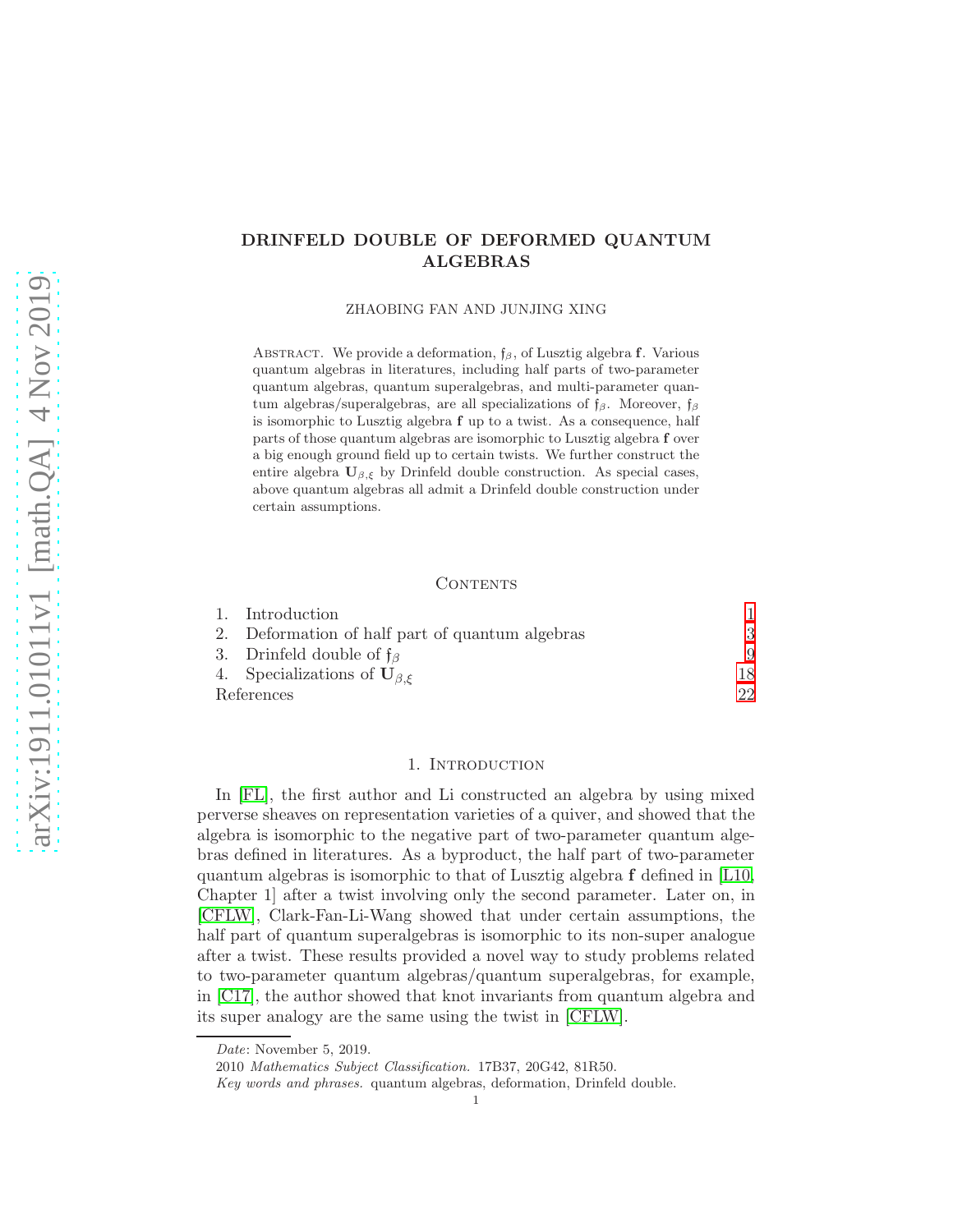# DRINFELD DOUBLE OF DEFORMED QUANTUM ALGEBRAS

ZHAOBING FAN AND JUNJING XING

Abstract. We provide a deformation, $\mathfrak{f}_\beta$, of Lusztig algebra $\mathbf{f}$. Various quantum algebras in literatures, including half parts of two-parameter quantum algebras, quantum superalgebras, and multi-parameter quantum algebras/superalgebras, are all specializations of $\mathfrak{f}_\beta$. Moreover, $\mathfrak{f}_\beta$ is isomorphic to Lusztig algebra $\mathbf{f}$ up to a twist. As a consequence, half parts of those quantum algebras are isomorphic to Lusztig algebra $\mathbf{f}$ over a big enough ground field up to certain twists. We further construct the entire algebra $\mathbf{U}_{\beta,\xi}$ by Drinfeld double construction. As special cases, above quantum algebras all admit a Drinfeld double construction under certain assumptions.

## Contents

1. Introduction 1
2. Deformation of half part of quantum algebras 3
3. Drinfeld double of $\mathfrak{f}_\beta$ 9
4. Specializations of $\mathbf{U}_{\beta,\xi}$ 18

References 22

## 1. Introduction

In [FL], the first author and Li constructed an algebra by using mixed perverse sheaves on representation varieties of a quiver, and showed that the algebra is isomorphic to the negative part of two-parameter quantum algebras defined in literatures. As a byproduct, the half part of two-parameter quantum algebras is isomorphic to that of Lusztig algebra $\mathbf{f}$ defined in [L10, Chapter 1] after a twist involving only the second parameter. Later on, in [CFLW], Clark-Fan-Li-Wang showed that under certain assumptions, the half part of quantum superalgebras is isomorphic to its non-super analogue after a twist. These results provided a novel way to study problems related to two-parameter quantum algebras/quantum superalgebras, for example, in [C17], the author showed that knot invariants from quantum algebra and its super analogy are the same using the twist in [CFLW].

*Date*: November 5, 2019.

2010 *Mathematics Subject Classification.* 17B37, 20G42, 81R50.

*Key words and phrases.* quantum algebras, deformation, Drinfeld double.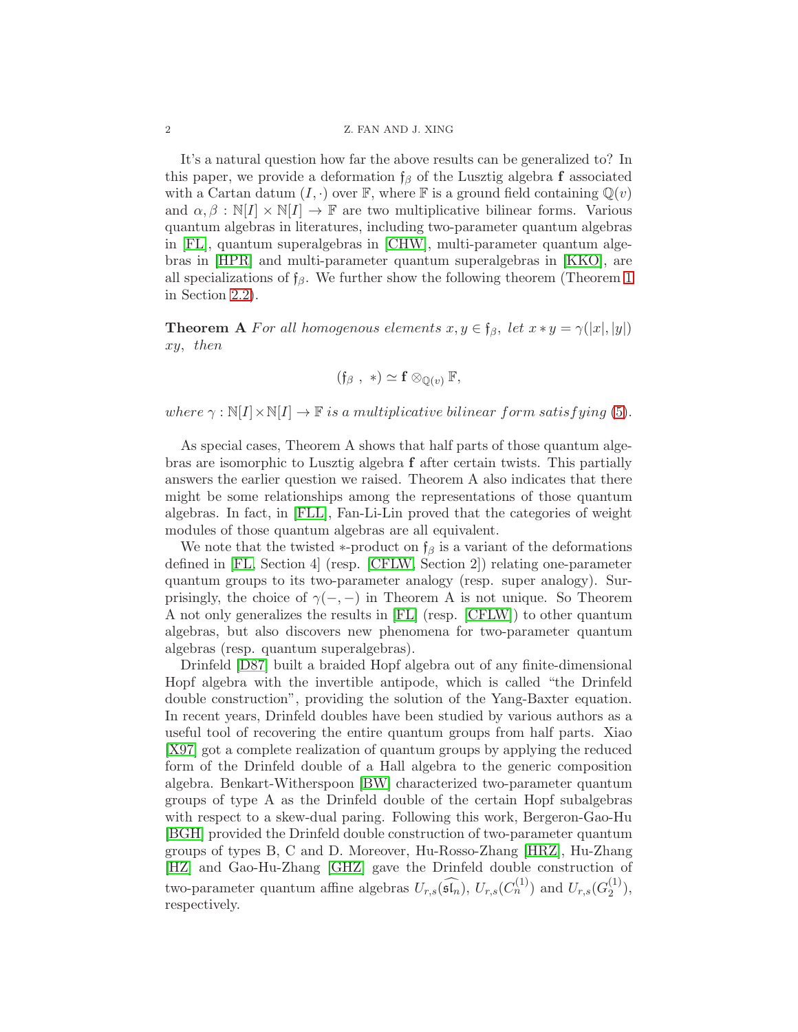It's a natural question how far the above results can be generalized to? In this paper, we provide a deformation $\mathfrak{f}_\beta$ of the Lusztig algebra $\mathbf{f}$ associated with a Cartan datum $(I, \cdot)$ over $\mathbb{F}$, where $\mathbb{F}$ is a ground field containing $\mathbb{Q}(v)$ and $\alpha, \beta : \mathbb{N}[I] \times \mathbb{N}[I] \to \mathbb{F}$ are two multiplicative bilinear forms. Various quantum algebras in literatures, including two-parameter quantum algebras in [FL], quantum superalgebras in [CHW], multi-parameter quantum algebras in [HPR] and multi-parameter quantum superalgebras in [KKO], are all specializations of $\mathfrak{f}_\beta$. We further show the following theorem (Theorem 1 in Section 2.2).

**Theorem A** *For all homogenous elements $x, y \in \mathfrak{f}_\beta$, let $x * y = \gamma(|x|, |y|)$ $xy$, then*

$$(\mathfrak{f}_\beta\ ,\ *) \simeq \mathbf{f} \otimes_{\mathbb{Q}(v)} \mathbb{F},$$

*where $\gamma : \mathbb{N}[I] \times \mathbb{N}[I] \to \mathbb{F}$ is a multiplicative bilinear form satisfying (5).*

As special cases, Theorem A shows that half parts of those quantum algebras are isomorphic to Lusztig algebra $\mathbf{f}$ after certain twists. This partially answers the earlier question we raised. Theorem A also indicates that there might be some relationships among the representations of those quantum algebras. In fact, in [FLL], Fan-Li-Lin proved that the categories of weight modules of those quantum algebras are all equivalent.

We note that the twisted $*$-product on $\mathfrak{f}_\beta$ is a variant of the deformations defined in [FL, Section 4] (resp. [CFLW, Section 2]) relating one-parameter quantum groups to its two-parameter analogy (resp. super analogy). Surprisingly, the choice of $\gamma(-, -)$ in Theorem A is not unique. So Theorem A not only generalizes the results in [FL] (resp. [CFLW]) to other quantum algebras, but also discovers new phenomena for two-parameter quantum algebras (resp. quantum superalgebras).

Drinfeld [D87] built a braided Hopf algebra out of any finite-dimensional Hopf algebra with the invertible antipode, which is called "the Drinfeld double construction", providing the solution of the Yang-Baxter equation. In recent years, Drinfeld doubles have been studied by various authors as a useful tool of recovering the entire quantum groups from half parts. Xiao [X97] got a complete realization of quantum groups by applying the reduced form of the Drinfeld double of a Hall algebra to the generic composition algebra. Benkart-Witherspoon [BW] characterized two-parameter quantum groups of type A as the Drinfeld double of the certain Hopf subalgebras with respect to a skew-dual paring. Following this work, Bergeron-Gao-Hu [BGH] provided the Drinfeld double construction of two-parameter quantum groups of types B, C and D. Moreover, Hu-Rosso-Zhang [HRZ], Hu-Zhang [HZ] and Gao-Hu-Zhang [GHZ] gave the Drinfeld double construction of two-parameter quantum affine algebras $U_{r,s}(\widehat{\mathfrak{sl}_n})$, $U_{r,s}(C_n^{(1)})$ and $U_{r,s}(G_2^{(1)})$, respectively.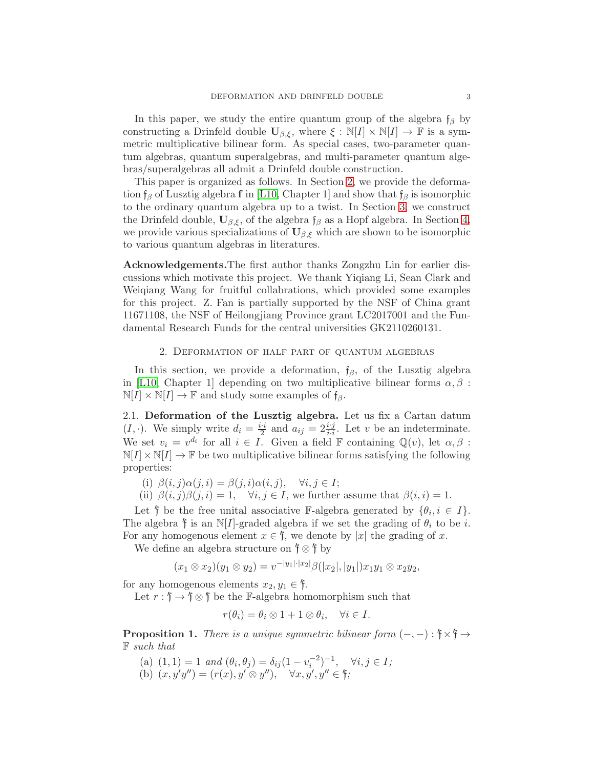In this paper, we study the entire quantum group of the algebra $\mathfrak{f}_\beta$ by constructing a Drinfeld double $\mathbf{U}_{\beta,\xi}$, where $\xi : \mathbb{N}[I] \times \mathbb{N}[I] \to \mathbb{F}$ is a symmetric multiplicative bilinear form. As special cases, two-parameter quantum algebras, quantum superalgebras, and multi-parameter quantum algebras/superalgebras all admit a Drinfeld double construction.

This paper is organized as follows. In Section 2, we provide the deformation $\mathfrak{f}_\beta$ of Lusztig algebra $\mathbf{f}$ in [L10, Chapter 1] and show that $\mathfrak{f}_\beta$ is isomorphic to the ordinary quantum algebra up to a twist. In Section 3, we construct the Drinfeld double, $\mathbf{U}_{\beta,\xi}$, of the algebra $\mathfrak{f}_\beta$ as a Hopf algebra. In Section 4, we provide various specializations of $\mathbf{U}_{\beta,\xi}$ which are shown to be isomorphic to various quantum algebras in literatures.

**Acknowledgements.**The first author thanks Zongzhu Lin for earlier discussions which motivate this project. We thank Yiqiang Li, Sean Clark and Weiqiang Wang for fruitful collabrations, which provided some examples for this project. Z. Fan is partially supported by the NSF of China grant 11671108, the NSF of Heilongjiang Province grant LC2017001 and the Fundamental Research Funds for the central universities GK2110260131.

## 2. Deformation of half part of quantum algebras

In this section, we provide a deformation, $\mathfrak{f}_\beta$, of the Lusztig algebra in [L10, Chapter 1] depending on two multiplicative bilinear forms $\alpha, \beta : \mathbb{N}[I] \times \mathbb{N}[I] \to \mathbb{F}$ and study some examples of $\mathfrak{f}_\beta$.

### 2.1. Deformation of the Lusztig algebra.

Let us fix a Cartan datum $(I, \cdot)$. We simply write $d_i = \frac{i \cdot i}{2}$ and $a_{ij} = 2\frac{i \cdot j}{i \cdot i}$. Let $v$ be an indeterminate. We set $v_i = v^{d_i}$ for all $i \in I$. Given a field $\mathbb{F}$ containing $\mathbb{Q}(v)$, let $\alpha, \beta : \mathbb{N}[I] \times \mathbb{N}[I] \to \mathbb{F}$ be two multiplicative bilinear forms satisfying the following properties:

(i) $\beta(i,j)\alpha(j,i) = \beta(j,i)\alpha(i,j), \quad \forall i, j \in I;$

(ii) $\beta(i,j)\beta(j,i) = 1, \quad \forall i, j \in I$, we further assume that $\beta(i,i) = 1$.

Let $\,'\mathfrak{f}$ be the free unital associative $\mathbb{F}$-algebra generated by $\{\theta_i, i \in I\}$. The algebra $\,'\mathfrak{f}$ is an $\mathbb{N}[I]$-graded algebra if we set the grading of $\theta_i$ to be $i$. For any homogenous element $x \in \,'\mathfrak{f}$, we denote by $|x|$ the grading of $x$.

We define an algebra structure on $\,'\mathfrak{f} \otimes \,'\mathfrak{f}$ by

$$(x_1 \otimes x_2)(y_1 \otimes y_2) = v^{-|y_1| \cdot |x_2|}\beta(|x_2|, |y_1|)x_1 y_1 \otimes x_2 y_2,$$

for any homogenous elements $x_2, y_1 \in \,'\mathfrak{f}$.

Let $r : \,'\mathfrak{f} \to \,'\mathfrak{f} \otimes \,'\mathfrak{f}$ be the $\mathbb{F}$-algebra homomorphism such that

$$r(\theta_i) = \theta_i \otimes 1 + 1 \otimes \theta_i, \quad \forall i \in I.$$

**Proposition 1.** *There is a unique symmetric bilinear form $(-,-) : \,'\mathfrak{f} \times \,'\mathfrak{f} \to \mathbb{F}$ such that*

(a) $(1,1) = 1$ *and* $(\theta_i, \theta_j) = \delta_{ij}(1 - v_i^{-2})^{-1}, \quad \forall i, j \in I;$

(b) $(x, y'y'') = (r(x), y' \otimes y''), \quad \forall x, y', y'' \in \,'\mathfrak{f};$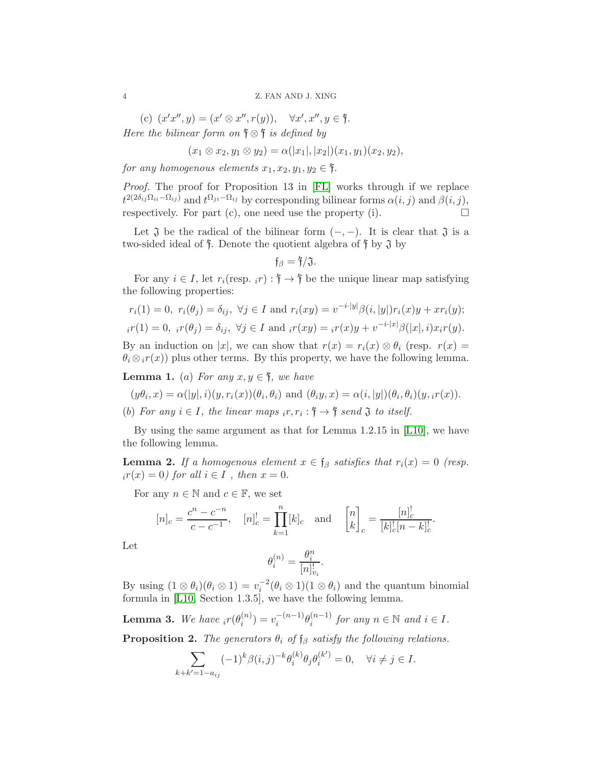(c) $(x'x'', y) = (x' \otimes x'', r(y)), \quad \forall x', x'', y \in {}'\mathfrak{f}$.

*Here the bilinear form on ${}'\mathfrak{f} \otimes {}'\mathfrak{f}$ is defined by*

$$(x_1 \otimes x_2, y_1 \otimes y_2) = \alpha(|x_1|, |x_2|)(x_1, y_1)(x_2, y_2),$$

*for any homogenous elements $x_1, x_2, y_1, y_2 \in {}'\mathfrak{f}$.*

*Proof.* The proof for Proposition 13 in [FL] works through if we replace $t^{2(2\delta_{ij}\Omega_{ii} - \Omega_{ij})}$ and $t^{\Omega_{ji} - \Omega_{ij}}$ by corresponding bilinear forms $\alpha(i,j)$ and $\beta(i,j)$, respectively. For part (c), one need use the property (i). $\square$

Let $\mathfrak{J}$ be the radical of the bilinear form $(-,-)$. It is clear that $\mathfrak{J}$ is a two-sided ideal of ${}'\mathfrak{f}$. Denote the quotient algebra of ${}'\mathfrak{f}$ by $\mathfrak{J}$ by

$$\mathfrak{f}_\beta = {}'\mathfrak{f}/\mathfrak{J}.$$

For any $i \in I$, let $r_i$(resp. ${}_ir$) $: {}'\mathfrak{f} \to {}'\mathfrak{f}$ be the unique linear map satisfying the following properties:

$$r_i(1) = 0, \ r_i(\theta_j) = \delta_{ij}, \ \forall j \in I \text{ and } r_i(xy) = v^{-i \cdot |y|}\beta(i, |y|) r_i(x) y + x r_i(y);$$

$${}_ir(1) = 0, \ {}_ir(\theta_j) = \delta_{ij}, \ \forall j \in I \text{ and } {}_ir(xy) = {}_ir(x) y + v^{-i \cdot |x|}\beta(|x|, i) x {}_ir(y).$$

By an induction on $|x|$, we can show that $r(x) = r_i(x) \otimes \theta_i$ (resp. $r(x) = \theta_i \otimes {}_ir(x)$) plus other terms. By this property, we have the following lemma.

**Lemma 1.** (*a*) *For any $x, y \in {}'\mathfrak{f}$, we have*

$$(y\theta_i, x) = \alpha(|y|, i)(y, r_i(x))(\theta_i, \theta_i) \text{ and } (\theta_i y, x) = \alpha(i, |y|)(\theta_i, \theta_i)(y, {}_ir(x)).$$

(*b*) *For any $i \in I$, the linear maps ${}_ir, r_i : {}'\mathfrak{f} \to {}'\mathfrak{f}$ send $\mathfrak{J}$ to itself.*

By using the same argument as that for Lemma 1.2.15 in [L10], we have the following lemma.

**Lemma 2.** *If a homogenous element $x \in \mathfrak{f}_\beta$ satisfies that $r_i(x) = 0$ (resp. ${}_ir(x) = 0$) for all $i \in I$ , then $x = 0$.*

For any $n \in \mathbb{N}$ and $c \in \mathbb{F}$, we set

$$[n]_c = \frac{c^n - c^{-n}}{c - c^{-1}}, \quad [n]_c^! = \prod_{k=1}^{n} [k]_c \quad \text{and} \quad \begin{bmatrix} n \\ k \end{bmatrix}_c = \frac{[n]_c^!}{[k]_c^! [n-k]_c^!}.$$

Let

$$\theta_i^{(n)} = \frac{\theta_i^n}{[n]_{v_i}^!}.$$

By using $(1 \otimes \theta_i)(\theta_i \otimes 1) = v_i^{-2}(\theta_i \otimes 1)(1 \otimes \theta_i)$ and the quantum binomial formula in [L10, Section 1.3.5], we have the following lemma.

**Lemma 3.** *We have ${}_ir(\theta_i^{(n)}) = v_i^{-(n-1)}\theta_i^{(n-1)}$ for any $n \in \mathbb{N}$ and $i \in I$.*

**Proposition 2.** *The generators $\theta_i$ of $\mathfrak{f}_\beta$ satisfy the following relations.*

$$\sum_{k+k'=1-a_{ij}} (-1)^k \beta(i,j)^{-k} \theta_i^{(k)} \theta_j \theta_i^{(k')} = 0, \quad \forall i \neq j \in I.$$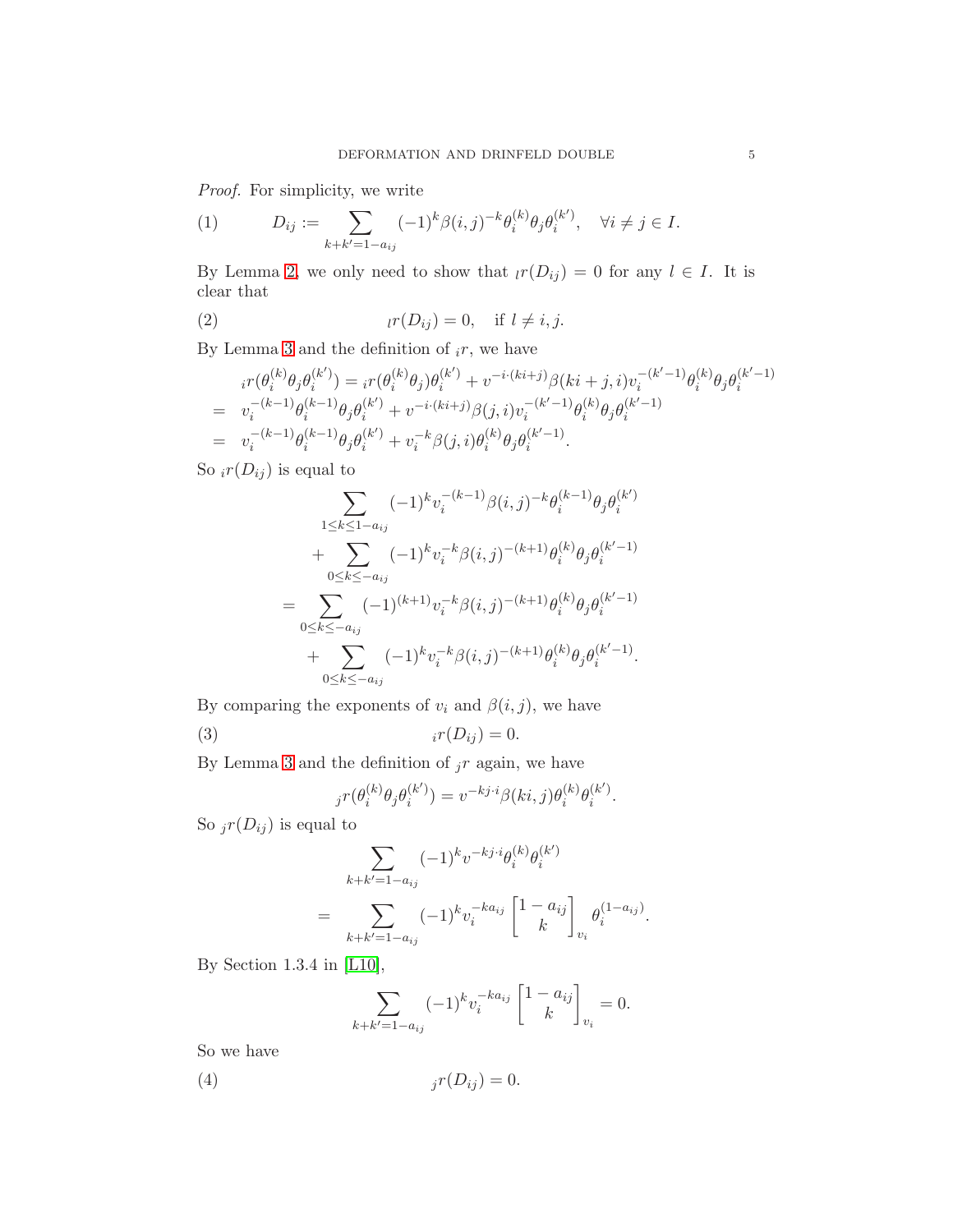*Proof.* For simplicity, we write

$$D_{ij} := \sum_{k+k'=1-a_{ij}} (-1)^k \beta(i,j)^{-k} \theta_i^{(k)} \theta_j \theta_i^{(k')}, \quad \forall i \neq j \in I. \tag{1}$$

By Lemma 2, we only need to show that ${}_l r(D_{ij}) = 0$ for any $l \in I$. It is clear that

$${}_l r(D_{ij}) = 0, \quad \text{if } l \neq i, j. \tag{2}$$

By Lemma 3 and the definition of ${}_i r$, we have

$$\begin{aligned}
& {}_i r(\theta_i^{(k)} \theta_j \theta_i^{(k')}) = {}_i r(\theta_i^{(k)} \theta_j)\theta_i^{(k')} + v^{-i\cdot(ki+j)} \beta(ki+j, i) v_i^{-(k'-1)} \theta_i^{(k)} \theta_j \theta_i^{(k'-1)} \\
= \ & v_i^{-(k-1)} \theta_i^{(k-1)} \theta_j \theta_i^{(k')} + v^{-i\cdot(ki+j)} \beta(j,i) v_i^{-(k'-1)} \theta_i^{(k)} \theta_j \theta_i^{(k'-1)} \\
= \ & v_i^{-(k-1)} \theta_i^{(k-1)} \theta_j \theta_i^{(k')} + v_i^{-k} \beta(j,i) \theta_i^{(k)} \theta_j \theta_i^{(k'-1)}.
\end{aligned}$$

So ${}_i r(D_{ij})$ is equal to

$$\begin{aligned}
& \sum_{1 \leq k \leq 1-a_{ij}} (-1)^k v_i^{-(k-1)} \beta(i,j)^{-k} \theta_i^{(k-1)} \theta_j \theta_i^{(k')} \\
& \quad + \sum_{0 \leq k \leq -a_{ij}} (-1)^k v_i^{-k} \beta(i,j)^{-(k+1)} \theta_i^{(k)} \theta_j \theta_i^{(k'-1)} \\
= & \sum_{0 \leq k \leq -a_{ij}} (-1)^{(k+1)} v_i^{-k} \beta(i,j)^{-(k+1)} \theta_i^{(k)} \theta_j \theta_i^{(k'-1)} \\
& \quad + \sum_{0 \leq k \leq -a_{ij}} (-1)^k v_i^{-k} \beta(i,j)^{-(k+1)} \theta_i^{(k)} \theta_j \theta_i^{(k'-1)}.
\end{aligned}$$

By comparing the exponents of $v_i$ and $\beta(i,j)$, we have

$${}_i r(D_{ij}) = 0. \tag{3}$$

By Lemma 3 and the definition of ${}_j r$ again, we have

$${}_j r(\theta_i^{(k)} \theta_j \theta_i^{(k')}) = v^{-kj\cdot i} \beta(ki, j) \theta_i^{(k)} \theta_i^{(k')}.$$

So ${}_j r(D_{ij})$ is equal to

$$\begin{aligned}
& \sum_{k+k'=1-a_{ij}} (-1)^k v^{-kj\cdot i} \theta_i^{(k)} \theta_i^{(k')} \\
= & \sum_{k+k'=1-a_{ij}} (-1)^k v_i^{-ka_{ij}} \begin{bmatrix} 1-a_{ij} \\ k \end{bmatrix}_{v_i} \theta_i^{(1-a_{ij})}.
\end{aligned}$$

By Section 1.3.4 in [L10],

$$\sum_{k+k'=1-a_{ij}} (-1)^k v_i^{-ka_{ij}} \begin{bmatrix} 1-a_{ij} \\ k \end{bmatrix}_{v_i} = 0.$$

So we have

$${}_j r(D_{ij}) = 0. \tag{4}$$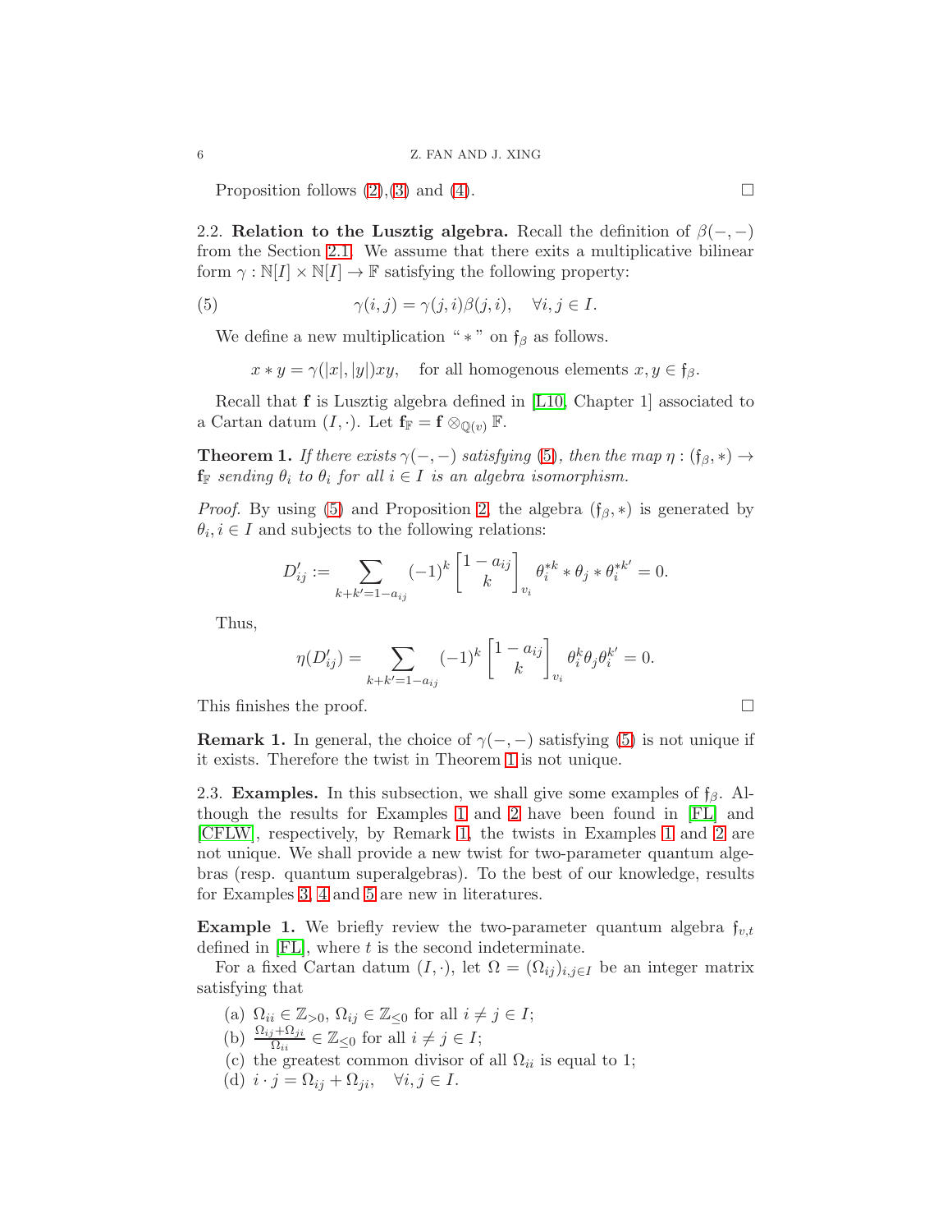Proposition follows (2),(3) and (4). □

### 2.2. Relation to the Lusztig algebra.

Recall the definition of $\beta(-,-)$ from the Section 2.1. We assume that there exits a multiplicative bilinear form $\gamma : \mathbb{N}[I] \times \mathbb{N}[I] \to \mathbb{F}$ satisfying the following property:

$$\gamma(i,j) = \gamma(j,i)\beta(j,i), \quad \forall i,j \in I. \tag{5}$$

We define a new multiplication " $*$ " on $\mathfrak{f}_\beta$ as follows.

$$x * y = \gamma(|x|,|y|)xy, \quad \text{for all homogenous elements } x,y \in \mathfrak{f}_\beta.$$

Recall that $\mathbf{f}$ is Lusztig algebra defined in [L10, Chapter 1] associated to a Cartan datum $(I,\cdot)$. Let $\mathbf{f}_\mathbb{F} = \mathbf{f} \otimes_{\mathbb{Q}(v)} \mathbb{F}$.

**Theorem 1.** *If there exists $\gamma(-,-)$ satisfying (5), then the map $\eta : (\mathfrak{f}_\beta, *) \to \mathbf{f}_\mathbb{F}$ sending $\theta_i$ to $\theta_i$ for all $i \in I$ is an algebra isomorphism.*

*Proof.* By using (5) and Proposition 2, the algebra $(\mathfrak{f}_\beta, *)$ is generated by $\theta_i, i \in I$ and subjects to the following relations:

$$D'_{ij} := \sum_{k+k'=1-a_{ij}} (-1)^k \begin{bmatrix} 1-a_{ij} \\ k \end{bmatrix}_{v_i} \theta_i^{*k} * \theta_j * \theta_i^{*k'} = 0.$$

Thus,

$$\eta(D'_{ij}) = \sum_{k+k'=1-a_{ij}} (-1)^k \begin{bmatrix} 1-a_{ij} \\ k \end{bmatrix}_{v_i} \theta_i^k \theta_j \theta_i^{k'} = 0.$$

This finishes the proof. □

**Remark 1.** In general, the choice of $\gamma(-,-)$ satisfying (5) is not unique if it exists. Therefore the twist in Theorem 1 is not unique.

### 2.3. Examples.

In this subsection, we shall give some examples of $\mathfrak{f}_\beta$. Although the results for Examples 1 and 2 have been found in [FL] and [CFLW], respectively, by Remark 1, the twists in Examples 1 and 2 are not unique. We shall provide a new twist for two-parameter quantum algebras (resp. quantum superalgebras). To the best of our knowledge, results for Examples 3, 4 and 5 are new in literatures.

**Example 1.** We briefly review the two-parameter quantum algebra $\mathfrak{f}_{v,t}$ defined in [FL], where $t$ is the second indeterminate.

For a fixed Cartan datum $(I,\cdot)$, let $\Omega = (\Omega_{ij})_{i,j \in I}$ be an integer matrix satisfying that

(a) $\Omega_{ii} \in \mathbb{Z}_{>0}$, $\Omega_{ij} \in \mathbb{Z}_{\leq 0}$ for all $i \neq j \in I$;
(b) $\frac{\Omega_{ij}+\Omega_{ji}}{\Omega_{ii}} \in \mathbb{Z}_{\leq 0}$ for all $i \neq j \in I$;
(c) the greatest common divisor of all $\Omega_{ii}$ is equal to 1;
(d) $i \cdot j = \Omega_{ij} + \Omega_{ji}, \quad \forall i,j \in I$.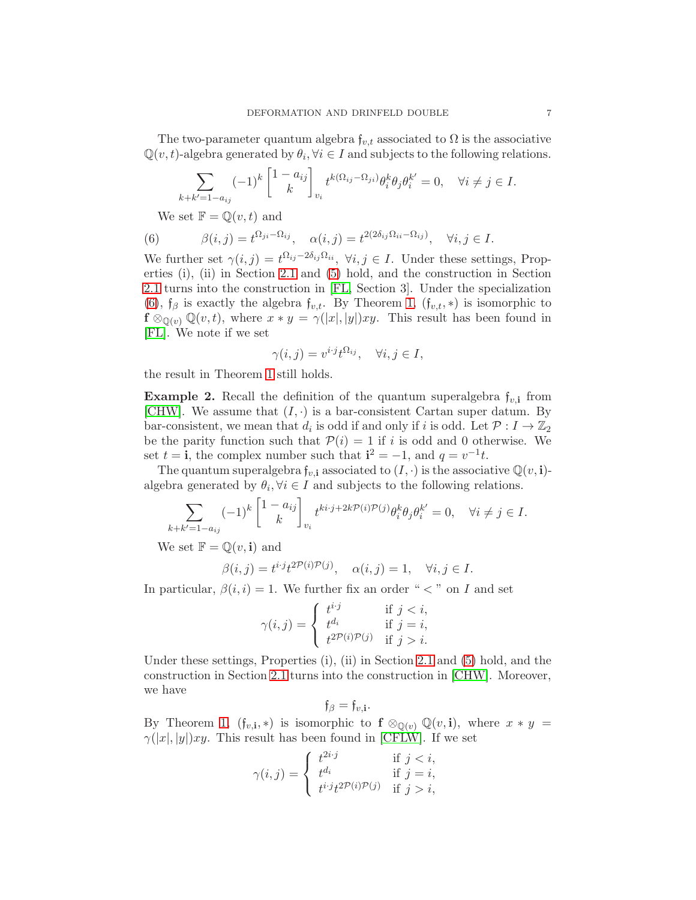The two-parameter quantum algebra $\mathfrak{f}_{v,t}$ associated to $\Omega$ is the associative $\mathbb{Q}(v,t)$-algebra generated by $\theta_i, \forall i \in I$ and subjects to the following relations.

$$\sum_{k+k'=1-a_{ij}} (-1)^k \begin{bmatrix} 1-a_{ij} \\ k \end{bmatrix}_{v_i} t^{k(\Omega_{ij}-\Omega_{ji})} \theta_i^k \theta_j \theta_i^{k'} = 0, \quad \forall i \neq j \in I.$$

We set $\mathbb{F} = \mathbb{Q}(v,t)$ and

$$\beta(i,j) = t^{\Omega_{ji}-\Omega_{ij}}, \quad \alpha(i,j) = t^{2(2\delta_{ij}\Omega_{ii}-\Omega_{ij})}, \quad \forall i,j \in I. \tag{6}$$

We further set $\gamma(i,j) = t^{\Omega_{ij}-2\delta_{ij}\Omega_{ii}}$, $\forall i,j \in I$. Under these settings, Properties (i), (ii) in Section 2.1 and (5) hold, and the construction in Section 2.1 turns into the construction in [FL, Section 3]. Under the specialization (6), $\mathfrak{f}_\beta$ is exactly the algebra $\mathfrak{f}_{v,t}$. By Theorem 1, $(\mathfrak{f}_{v,t}, *)$ is isomorphic to $\mathbf{f} \otimes_{\mathbb{Q}(v)} \mathbb{Q}(v,t)$, where $x * y = \gamma(|x|,|y|)xy$. This result has been found in [FL]. We note if we set

$$\gamma(i,j) = v^{i \cdot j} t^{\Omega_{ij}}, \quad \forall i,j \in I,$$

the result in Theorem 1 still holds.

**Example 2.** Recall the definition of the quantum superalgebra $\mathfrak{f}_{v,\mathbf{i}}$ from [CHW]. We assume that $(I, \cdot)$ is a bar-consistent Cartan super datum. By bar-consistent, we mean that $d_i$ is odd if and only if $i$ is odd. Let $\mathcal{P} : I \to \mathbb{Z}_2$ be the parity function such that $\mathcal{P}(i) = 1$ if $i$ is odd and 0 otherwise. We set $t = \mathbf{i}$, the complex number such that $\mathbf{i}^2 = -1$, and $q = v^{-1}t$.

The quantum superalgebra $\mathfrak{f}_{v,\mathbf{i}}$ associated to $(I, \cdot)$ is the associative $\mathbb{Q}(v,\mathbf{i})$-algebra generated by $\theta_i, \forall i \in I$ and subjects to the following relations.

$$\sum_{k+k'=1-a_{ij}} (-1)^k \begin{bmatrix} 1-a_{ij} \\ k \end{bmatrix}_{v_i} t^{k i \cdot j + 2k\mathcal{P}(i)\mathcal{P}(j)} \theta_i^k \theta_j \theta_i^{k'} = 0, \quad \forall i \neq j \in I.$$

We set $\mathbb{F} = \mathbb{Q}(v,\mathbf{i})$ and

$$\beta(i,j) = t^{i \cdot j} t^{2\mathcal{P}(i)\mathcal{P}(j)}, \quad \alpha(i,j) = 1, \quad \forall i,j \in I.$$

In particular, $\beta(i,i) = 1$. We further fix an order " $<$ " on $I$ and set

$$\gamma(i,j) = \begin{cases} t^{i \cdot j} & \text{if } j < i, \\ t^{d_i} & \text{if } j = i, \\ t^{2\mathcal{P}(i)\mathcal{P}(j)} & \text{if } j > i. \end{cases}$$

Under these settings, Properties (i), (ii) in Section 2.1 and (5) hold, and the construction in Section 2.1 turns into the construction in [CHW]. Moreover, we have

$$\mathfrak{f}_\beta = \mathfrak{f}_{v,\mathbf{i}}.$$

By Theorem 1, $(\mathfrak{f}_{v,\mathbf{i}}, *)$ is isomorphic to $\mathbf{f} \otimes_{\mathbb{Q}(v)} \mathbb{Q}(v,\mathbf{i})$, where $x * y = \gamma(|x|,|y|)xy$. This result has been found in [CFLW]. If we set

$$\gamma(i,j) = \begin{cases} t^{2i \cdot j} & \text{if } j < i, \\ t^{d_i} & \text{if } j = i, \\ t^{i \cdot j} t^{2\mathcal{P}(i)\mathcal{P}(j)} & \text{if } j > i, \end{cases}$$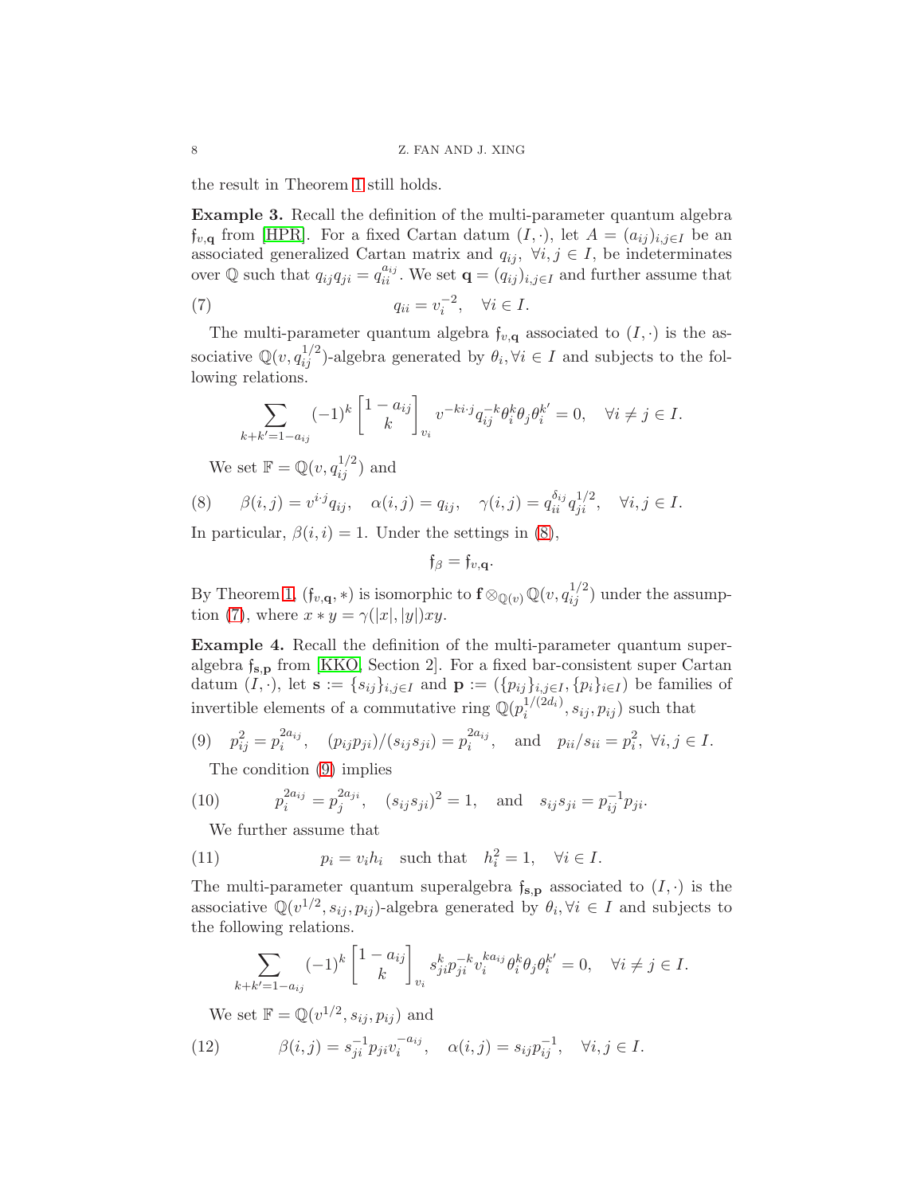the result in Theorem 1 still holds.

**Example 3.** Recall the definition of the multi-parameter quantum algebra $\mathfrak{f}_{v,\mathbf{q}}$ from [HPR]. For a fixed Cartan datum $(I, \cdot)$, let $A = (a_{ij})_{i,j\in I}$ be an associated generalized Cartan matrix and $q_{ij}$, $\forall i, j \in I$, be indeterminates over $\mathbb{Q}$ such that $q_{ij}q_{ji} = q_{ii}^{a_{ij}}$. We set $\mathbf{q} = (q_{ij})_{i,j\in I}$ and further assume that

$$q_{ii} = v_i^{-2}, \quad \forall i \in I. \tag{7}$$

The multi-parameter quantum algebra $\mathfrak{f}_{v,\mathbf{q}}$ associated to $(I, \cdot)$ is the associative $\mathbb{Q}(v, q_{ij}^{1/2})$-algebra generated by $\theta_i, \forall i \in I$ and subjects to the following relations.

$$\sum_{k+k'=1-a_{ij}} (-1)^k \begin{bmatrix} 1-a_{ij} \\ k \end{bmatrix}_{v_i} v^{-k i\cdot j} q_{ij}^{-k} \theta_i^k \theta_j \theta_i^{k'} = 0, \quad \forall i \neq j \in I.$$

We set $\mathbb{F} = \mathbb{Q}(v, q_{ij}^{1/2})$ and

$$\beta(i,j) = v^{i\cdot j} q_{ij}, \quad \alpha(i,j) = q_{ij}, \quad \gamma(i,j) = q_{ii}^{\delta_{ij}} q_{ji}^{1/2}, \quad \forall i,j \in I. \tag{8}$$

In particular, $\beta(i,i) = 1$. Under the settings in (8),

$$\mathfrak{f}_\beta = \mathfrak{f}_{v,\mathbf{q}}.$$

By Theorem 1, $(\mathfrak{f}_{v,\mathbf{q}}, *)$ is isomorphic to $\mathbf{f} \otimes_{\mathbb{Q}(v)} \mathbb{Q}(v, q_{ij}^{1/2})$ under the assumption (7), where $x * y = \gamma(|x|, |y|)xy$.

**Example 4.** Recall the definition of the multi-parameter quantum superalgebra $\mathfrak{f}_{\mathbf{s},\mathbf{p}}$ from [KKO, Section 2]. For a fixed bar-consistent super Cartan datum $(I, \cdot)$, let $\mathbf{s} := \{s_{ij}\}_{i,j\in I}$ and $\mathbf{p} := (\{p_{ij}\}_{i,j\in I}, \{p_i\}_{i\in I})$ be families of invertible elements of a commutative ring $\mathbb{Q}(p_i^{1/(2d_i)}, s_{ij}, p_{ij})$ such that

$$p_{ij}^2 = p_i^{2a_{ij}}, \quad (p_{ij}p_{ji})/(s_{ij}s_{ji}) = p_i^{2a_{ij}}, \quad \text{and} \quad p_{ii}/s_{ii} = p_i^2, \ \forall i,j \in I. \tag{9}$$

The condition (9) implies

$$p_i^{2a_{ij}} = p_j^{2a_{ji}}, \quad (s_{ij}s_{ji})^2 = 1, \quad \text{and} \quad s_{ij}s_{ji} = p_{ij}^{-1}p_{ji}. \tag{10}$$

We further assume that

$$p_i = v_i h_i \quad \text{such that} \quad h_i^2 = 1, \quad \forall i \in I. \tag{11}$$

The multi-parameter quantum superalgebra $\mathfrak{f}_{\mathbf{s},\mathbf{p}}$ associated to $(I, \cdot)$ is the associative $\mathbb{Q}(v^{1/2}, s_{ij}, p_{ij})$-algebra generated by $\theta_i, \forall i \in I$ and subjects to the following relations.

$$\sum_{k+k'=1-a_{ij}} (-1)^k \begin{bmatrix} 1-a_{ij} \\ k \end{bmatrix}_{v_i} s_{ji}^k p_{ji}^{-k} v_i^{k a_{ij}} \theta_i^k \theta_j \theta_i^{k'} = 0, \quad \forall i \neq j \in I.$$

We set $\mathbb{F} = \mathbb{Q}(v^{1/2}, s_{ij}, p_{ij})$ and

$$\beta(i,j) = s_{ji}^{-1} p_{ji} v_i^{-a_{ij}}, \quad \alpha(i,j) = s_{ij} p_{ij}^{-1}, \quad \forall i,j \in I. \tag{12}$$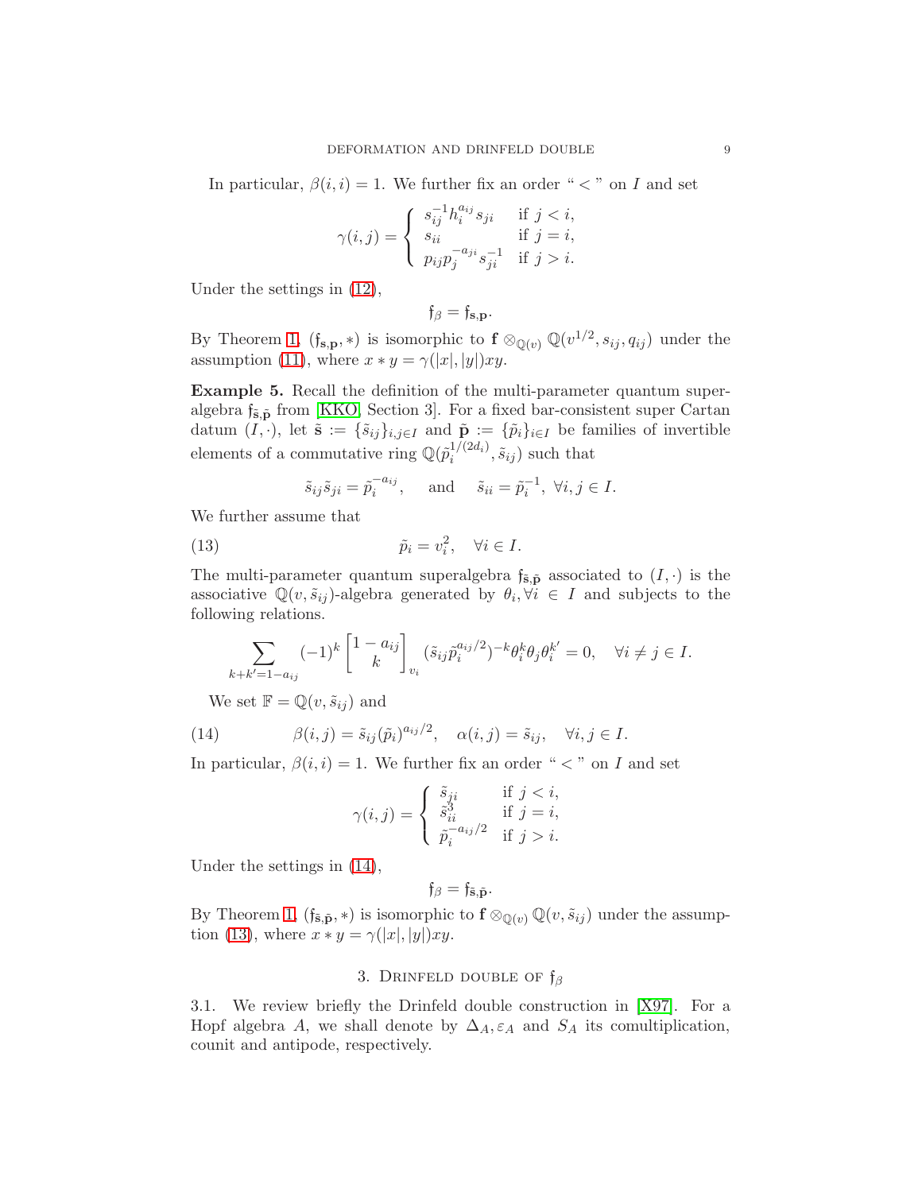In particular, $\beta(i,i) = 1$. We further fix an order " $<$ " on $I$ and set

$$\gamma(i,j) = \begin{cases} s_{ij}^{-1} h_i^{a_{ij}} s_{ji} & \text{if } j < i, \\ s_{ii} & \text{if } j = i, \\ p_{ij} p_j^{-a_{ji}} s_{ji}^{-1} & \text{if } j > i. \end{cases}$$

Under the settings in (12),

$$\mathfrak{f}_\beta = \mathfrak{f}_{\mathbf{s},\mathbf{p}}.$$

By Theorem 1, $(\mathfrak{f}_{\mathbf{s},\mathbf{p}}, *)$ is isomorphic to $\mathbf{f} \otimes_{\mathbb{Q}(v)} \mathbb{Q}(v^{1/2}, s_{ij}, q_{ij})$ under the assumption (11), where $x * y = \gamma(|x|, |y|)xy$.

**Example 5.** Recall the definition of the multi-parameter quantum superalgebra $\mathfrak{f}_{\tilde{\mathbf{s}},\tilde{\mathbf{p}}}$ from [KKO, Section 3]. For a fixed bar-consistent super Cartan datum $(I, \cdot)$, let $\tilde{\mathbf{s}} := \{\tilde{s}_{ij}\}_{i,j\in I}$ and $\tilde{\mathbf{p}} := \{\tilde{p}_i\}_{i\in I}$ be families of invertible elements of a commutative ring $\mathbb{Q}(\tilde{p}_i^{1/(2d_i)}, \tilde{s}_{ij})$ such that

$$\tilde{s}_{ij}\tilde{s}_{ji} = \tilde{p}_i^{-a_{ij}}, \quad \text{and} \quad \tilde{s}_{ii} = \tilde{p}_i^{-1}, \ \forall i,j \in I.$$

We further assume that

$$\tilde{p}_i = v_i^2, \quad \forall i \in I. \tag{13}$$

The multi-parameter quantum superalgebra $\mathfrak{f}_{\tilde{\mathbf{s}},\tilde{\mathbf{p}}}$ associated to $(I, \cdot)$ is the associative $\mathbb{Q}(v, \tilde{s}_{ij})$-algebra generated by $\theta_i, \forall i \in I$ and subjects to the following relations.

$$\sum_{k+k'=1-a_{ij}} (-1)^k \begin{bmatrix} 1-a_{ij} \\ k \end{bmatrix}_{v_i} (\tilde{s}_{ij}\tilde{p}_i^{a_{ij}/2})^{-k} \theta_i^k \theta_j \theta_i^{k'} = 0, \quad \forall i \neq j \in I.$$

We set $\mathbb{F} = \mathbb{Q}(v, \tilde{s}_{ij})$ and

$$\beta(i,j) = \tilde{s}_{ij}(\tilde{p}_i)^{a_{ij}/2}, \quad \alpha(i,j) = \tilde{s}_{ij}, \quad \forall i,j \in I. \tag{14}$$

In particular, $\beta(i,i) = 1$. We further fix an order " $<$ " on $I$ and set

$$\gamma(i,j) = \begin{cases} \tilde{s}_{ji} & \text{if } j < i, \\ \tilde{s}_{ii}^3 & \text{if } j = i, \\ \tilde{p}_i^{-a_{ij}/2} & \text{if } j > i. \end{cases}$$

Under the settings in (14),

$$\mathfrak{f}_\beta = \mathfrak{f}_{\tilde{\mathbf{s}},\tilde{\mathbf{p}}}.$$

By Theorem 1, $(\mathfrak{f}_{\tilde{\mathbf{s}},\tilde{\mathbf{p}}}, *)$ is isomorphic to $\mathbf{f} \otimes_{\mathbb{Q}(v)} \mathbb{Q}(v, \tilde{s}_{ij})$ under the assumption (13), where $x * y = \gamma(|x|, |y|)xy$.

## 3. Drinfeld double of $\mathfrak{f}_\beta$

3.1. We review briefly the Drinfeld double construction in [X97]. For a Hopf algebra $A$, we shall denote by $\Delta_A, \varepsilon_A$ and $S_A$ its comultiplication, counit and antipode, respectively.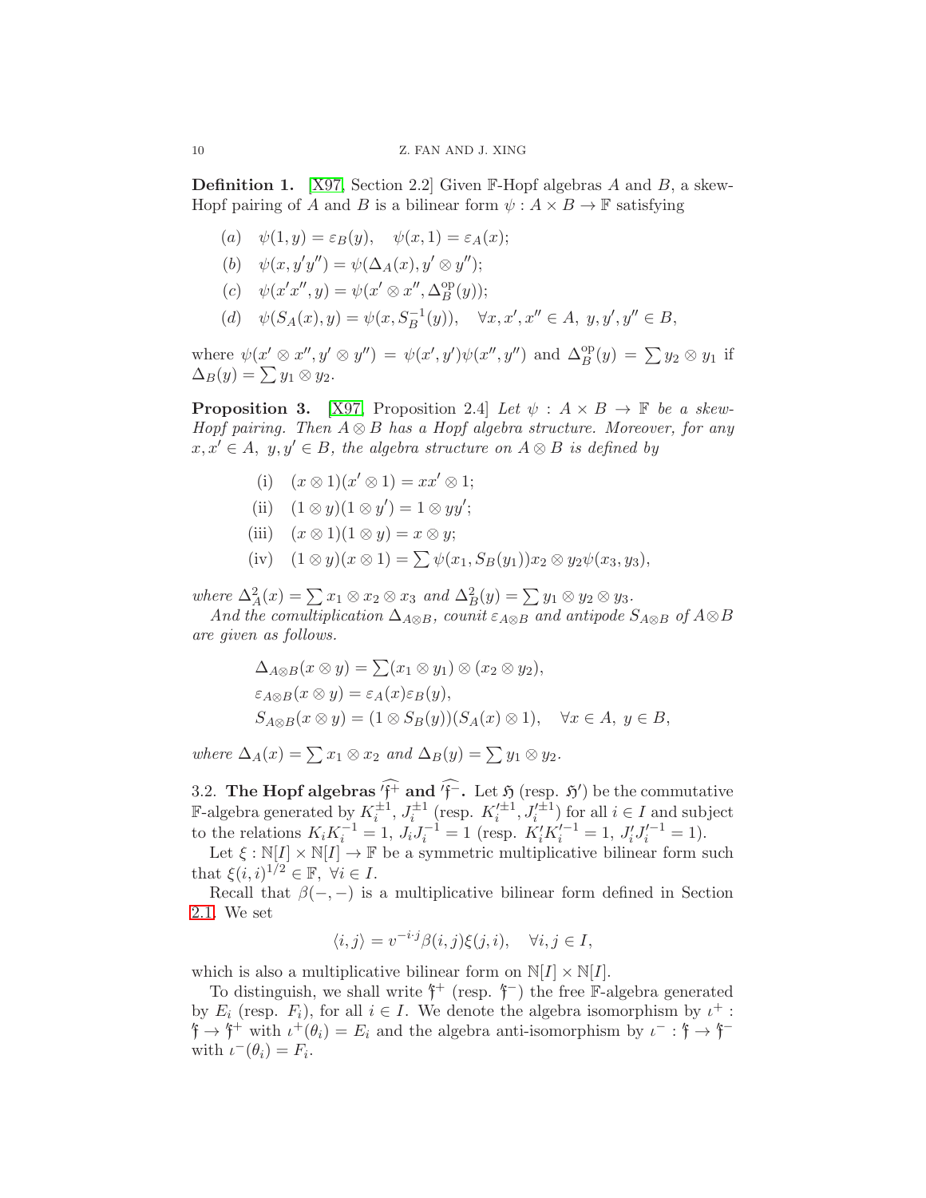**Definition 1.** [X97, Section 2.2] Given $\mathbb{F}$-Hopf algebras $A$ and $B$, a skew-Hopf pairing of $A$ and $B$ is a bilinear form $\psi : A \times B \to \mathbb{F}$ satisfying

$$(a) \quad \psi(1,y) = \varepsilon_B(y), \quad \psi(x,1) = \varepsilon_A(x);$$

$$(b) \quad \psi(x, y'y'') = \psi(\Delta_A(x), y' \otimes y'');$$

$$(c) \quad \psi(x'x'', y) = \psi(x' \otimes x'', \Delta_B^{\mathrm{op}}(y));$$

$$(d) \quad \psi(S_A(x), y) = \psi(x, S_B^{-1}(y)), \quad \forall x, x', x'' \in A,\ y, y', y'' \in B,$$

where $\psi(x' \otimes x'', y' \otimes y'') = \psi(x', y')\psi(x'', y'')$ and $\Delta_B^{\mathrm{op}}(y) = \sum y_2 \otimes y_1$ if $\Delta_B(y) = \sum y_1 \otimes y_2$.

**Proposition 3.** [X97, Proposition 2.4] *Let $\psi : A \times B \to \mathbb{F}$ be a skew-Hopf pairing. Then $A \otimes B$ has a Hopf algebra structure. Moreover, for any $x, x' \in A$, $y, y' \in B$, the algebra structure on $A \otimes B$ is defined by*

$$\text{(i)} \quad (x \otimes 1)(x' \otimes 1) = xx' \otimes 1;$$

$$\text{(ii)} \quad (1 \otimes y)(1 \otimes y') = 1 \otimes yy';$$

$$\text{(iii)} \quad (x \otimes 1)(1 \otimes y) = x \otimes y;$$

$$\text{(iv)} \quad (1 \otimes y)(x \otimes 1) = \sum \psi(x_1, S_B(y_1)) x_2 \otimes y_2 \psi(x_3, y_3),$$

*where $\Delta_A^2(x) = \sum x_1 \otimes x_2 \otimes x_3$ and $\Delta_B^2(y) = \sum y_1 \otimes y_2 \otimes y_3$.*

*And the comultiplication $\Delta_{A\otimes B}$, counit $\varepsilon_{A\otimes B}$ and antipode $S_{A\otimes B}$ of $A \otimes B$ are given as follows.*

$$\Delta_{A\otimes B}(x \otimes y) = \sum (x_1 \otimes y_1) \otimes (x_2 \otimes y_2),$$
$$\varepsilon_{A\otimes B}(x \otimes y) = \varepsilon_A(x)\varepsilon_B(y),$$
$$S_{A\otimes B}(x \otimes y) = (1 \otimes S_B(y))(S_A(x) \otimes 1), \quad \forall x \in A,\ y \in B,$$

*where $\Delta_A(x) = \sum x_1 \otimes x_2$ and $\Delta_B(y) = \sum y_1 \otimes y_2$.*

3.2. **The Hopf algebras $\widehat{'\mathfrak{f}^+}$ and $\widehat{'\mathfrak{f}^-}$.** Let $\mathfrak{H}$ (resp. $\mathfrak{H}'$) be the commutative $\mathbb{F}$-algebra generated by $K_i^{\pm 1}$, $J_i^{\pm 1}$ (resp. $K_i'^{\pm 1}, J_i'^{\pm 1}$) for all $i \in I$ and subject to the relations $K_i K_i^{-1} = 1$, $J_i J_i^{-1} = 1$ (resp. $K_i' K_i'^{-1} = 1$, $J_i' J_i'^{-1} = 1$).

Let $\xi : \mathbb{N}[I] \times \mathbb{N}[I] \to \mathbb{F}$ be a symmetric multiplicative bilinear form such that $\xi(i,i)^{1/2} \in \mathbb{F}$, $\forall i \in I$.

Recall that $\beta(-,-)$ is a multiplicative bilinear form defined in Section 2.1. We set

$$\langle i, j \rangle = v^{-i\cdot j} \beta(i,j) \xi(j,i), \quad \forall i, j \in I,$$

which is also a multiplicative bilinear form on $\mathbb{N}[I] \times \mathbb{N}[I]$.

To distinguish, we shall write $'\mathfrak{f}^+$ (resp. $'\mathfrak{f}^-$) the free $\mathbb{F}$-algebra generated by $E_i$ (resp. $F_i$), for all $i \in I$. We denote the algebra isomorphism by $\iota^+ : {}'\mathfrak{f} \to {}'\mathfrak{f}^+$ with $\iota^+(\theta_i) = E_i$ and the algebra anti-isomorphism by $\iota^- : {}'\mathfrak{f} \to {}'\mathfrak{f}^-$ with $\iota^-(\theta_i) = F_i$.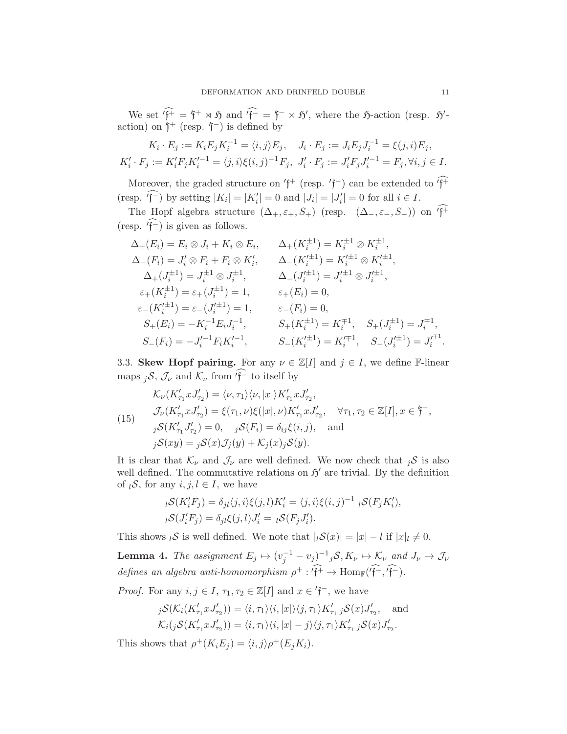We set $\widehat{'\mathfrak{f}^+} = {'\mathfrak{f}}^+ \rtimes \mathfrak{H}$ and $\widehat{'\mathfrak{f}^-} = {'\mathfrak{f}}^- \rtimes \mathfrak{H}'$, where the $\mathfrak{H}$-action (resp. $\mathfrak{H}'$-action) on ${'\mathfrak{f}}^+$ (resp. ${'\mathfrak{f}}^-$) is defined by

$$K_i \cdot E_j := K_i E_j K_i^{-1} = \langle i, j\rangle E_j, \quad J_i \cdot E_j := J_i E_j J_i^{-1} = \xi(j,i) E_j,$$
$$K_i' \cdot F_j := K_i' F_j K_i'^{-1} = \langle j, i\rangle \xi(i,j)^{-1} F_j, \ J_i' \cdot F_j := J_i' F_j J_i'^{-1} = F_j, \forall i, j \in I.$$

Moreover, the graded structure on ${'\mathfrak{f}}^+$ (resp. ${'\mathfrak{f}}^-$) can be extended to $\widehat{'\mathfrak{f}^+}$ (resp. $\widehat{'\mathfrak{f}^-}$) by setting $|K_i| = |K_i'| = 0$ and $|J_i| = |J_i'| = 0$ for all $i \in I$.

The Hopf algebra structure $(\Delta_+, \varepsilon_+, S_+)$ (resp. $(\Delta_-, \varepsilon_-, S_-)$) on $\widehat{'\mathfrak{f}^+}$ (resp. $\widehat{'\mathfrak{f}^-}$) is given as follows.

$$\begin{aligned}
&\Delta_+(E_i) = E_i \otimes J_i + K_i \otimes E_i, && \Delta_+(K_i^{\pm 1}) = K_i^{\pm 1} \otimes K_i^{\pm 1},\\
&\Delta_-(F_i) = J_i' \otimes F_i + F_i \otimes K_i', && \Delta_-(K_i'^{\pm 1}) = K_i'^{\pm 1} \otimes K_i'^{\pm 1},\\
&\Delta_+(J_i^{\pm 1}) = J_i^{\pm 1} \otimes J_i^{\pm 1}, && \Delta_-(J_i'^{\pm 1}) = J_i'^{\pm 1} \otimes J_i'^{\pm 1},\\
&\varepsilon_+(K_i^{\pm 1}) = \varepsilon_+(J_i^{\pm 1}) = 1, && \varepsilon_+(E_i) = 0,\\
&\varepsilon_-(K_i'^{\pm 1}) = \varepsilon_-(J_i'^{\pm 1}) = 1, && \varepsilon_-(F_i) = 0,\\
&S_+(E_i) = -K_i^{-1} E_i J_i^{-1}, && S_+(K_i^{\pm 1}) = K_i^{\mp 1}, \quad S_+(J_i^{\pm 1}) = J_i^{\mp 1},\\
&S_-(F_i) = -J_i'^{-1} F_i K_i'^{-1}, && S_-(K_i'^{\pm 1}) = K_i'^{\mp 1}, \quad S_-(J_i'^{\pm 1}) = J_i'^{\mp 1}.
\end{aligned}$$

3.3. **Skew Hopf pairing.** For any $\nu \in \mathbb{Z}[I]$ and $j \in I$, we define $\mathbb{F}$-linear maps ${}_j\mathcal{S}$, $\mathcal{J}_\nu$ and $\mathcal{K}_\nu$ from $\widehat{'\mathfrak{f}^-}$ to itself by

$$\begin{aligned}
&\mathcal{K}_\nu(K_{\tau_1}' x J_{\tau_2}') = \langle \nu, \tau_1\rangle \langle \nu, |x|\rangle K_{\tau_1}' x J_{\tau_2}',\\
&\mathcal{J}_\nu(K_{\tau_1}' x J_{\tau_2}') = \xi(\tau_1, \nu)\xi(|x|, \nu) K_{\tau_1}' x J_{\tau_2}', \quad \forall \tau_1, \tau_2 \in \mathbb{Z}[I], x \in {'\mathfrak{f}}^-,\\
&{}_j\mathcal{S}(K_{\tau_1}' J_{\tau_2}') = 0, \quad {}_j\mathcal{S}(F_i) = \delta_{ij}\xi(i,j), \quad \text{and}\\
&{}_j\mathcal{S}(xy) = {}_j\mathcal{S}(x)\mathcal{J}_j(y) + \mathcal{K}_j(x){}_j\mathcal{S}(y).
\end{aligned} \tag{15}$$

It is clear that $\mathcal{K}_\nu$ and $\mathcal{J}_\nu$ are well defined. We now check that ${}_j\mathcal{S}$ is also well defined. The commutative relations on $\mathfrak{H}'$ are trivial. By the definition of ${}_l\mathcal{S}$, for any $i, j, l \in I$, we have

$$\begin{aligned}
&{}_l\mathcal{S}(K_i' F_j) = \delta_{jl}\langle j, i\rangle \xi(j,l) K_i' = \langle j, i\rangle \xi(i,j)^{-1} \ {}_l\mathcal{S}(F_j K_i'),\\
&{}_l\mathcal{S}(J_i' F_j) = \delta_{jl}\xi(j,l) J_i' = \ {}_l\mathcal{S}(F_j J_i').
\end{aligned}$$

This shows ${}_l\mathcal{S}$ is well defined. We note that $|{}_l\mathcal{S}(x)| = |x| - l$ if $|x|_l \neq 0$.

**Lemma 4.** *The assignment $E_j \mapsto (v_j^{-1} - v_j)^{-1}{}_j\mathcal{S}, K_\nu \mapsto \mathcal{K}_\nu$ and $J_\nu \mapsto \mathcal{J}_\nu$ defines an algebra anti-homomorphism $\rho^+ : \widehat{'\mathfrak{f}^+} \to \mathrm{Hom}_{\mathbb{F}}(\widehat{'\mathfrak{f}^-}, \widehat{'\mathfrak{f}^-})$.*

*Proof.* For any $i, j \in I$, $\tau_1, \tau_2 \in \mathbb{Z}[I]$ and $x \in {'\mathfrak{f}}^-$, we have

$$\begin{aligned}
&{}_j\mathcal{S}(\mathcal{K}_i(K_{\tau_1}' x J_{\tau_2}')) = \langle i, \tau_1\rangle \langle i, |x|\rangle \langle j, \tau_1\rangle K_{\tau_1}' \ {}_j\mathcal{S}(x) J_{\tau_2}', \quad \text{and}\\
&\mathcal{K}_i({}_j\mathcal{S}(K_{\tau_1}' x J_{\tau_2}')) = \langle i, \tau_1\rangle \langle i, |x| - j\rangle \langle j, \tau_1\rangle K_{\tau_1}' \ {}_j\mathcal{S}(x) J_{\tau_2}'.
\end{aligned}$$

This shows that $\rho^+(K_i E_j) = \langle i, j\rangle \rho^+(E_j K_i)$.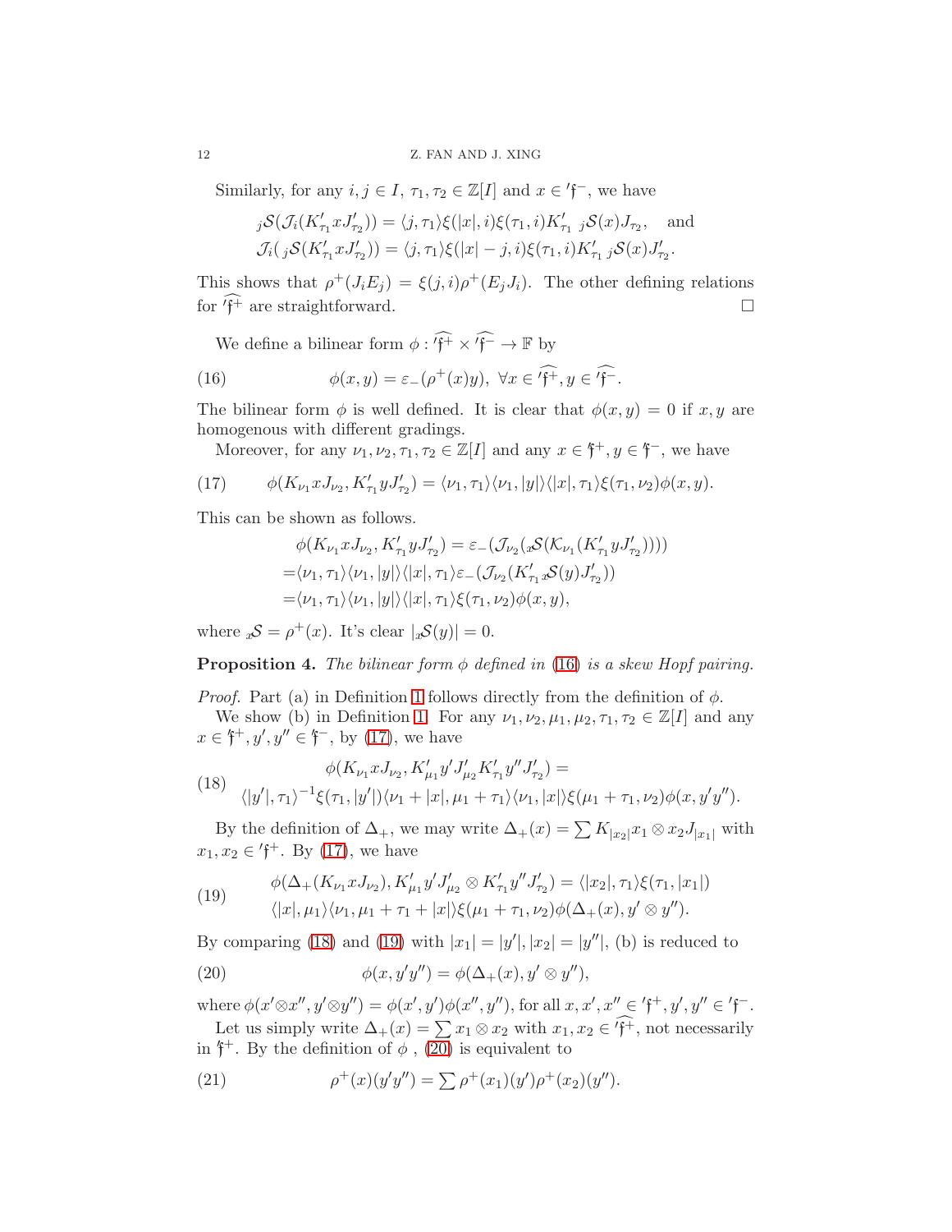Similarly, for any $i, j \in I$, $\tau_1, \tau_2 \in \mathbb{Z}[I]$ and $x \in {}'\mathfrak{f}^-$, we have

$$
\begin{aligned}
&{}_j\mathcal{S}(\mathcal{J}_i(K'_{\tau_1} x J'_{\tau_2})) = \langle j, \tau_1\rangle \xi(|x|, i)\xi(\tau_1, i) K'_{\tau_1}\ {}_j\mathcal{S}(x) J_{\tau_2}, \quad \text{and} \\
&\mathcal{J}_i({}_j\mathcal{S}(K'_{\tau_1} x J'_{\tau_2})) = \langle j, \tau_1\rangle \xi(|x| - j, i)\xi(\tau_1, i) K'_{\tau_1}\ {}_j\mathcal{S}(x) J'_{\tau_2}.
\end{aligned}
$$

This shows that $\rho^+(J_i E_j) = \xi(j, i)\rho^+(E_j J_i)$. The other defining relations for ${}'\widehat{\mathfrak{f}}^+$ are straightforward. $\square$

We define a bilinear form $\phi : {}'\widehat{\mathfrak{f}}^+ \times {}'\widehat{\mathfrak{f}}^- \to \mathbb{F}$ by

$$
\phi(x, y) = \varepsilon_-(\rho^+(x)y),\ \forall x \in {}'\widehat{\mathfrak{f}}^+, y \in {}'\widehat{\mathfrak{f}}^-. \tag{16}
$$

The bilinear form $\phi$ is well defined. It is clear that $\phi(x, y) = 0$ if $x, y$ are homogenous with different gradings.

Moreover, for any $\nu_1, \nu_2, \tau_1, \tau_2 \in \mathbb{Z}[I]$ and any $x \in {}'\mathfrak{f}^+, y \in {}'\mathfrak{f}^-$, we have

$$
\phi(K_{\nu_1} x J_{\nu_2}, K'_{\tau_1} y J'_{\tau_2}) = \langle \nu_1, \tau_1\rangle\langle \nu_1, |y|\rangle\langle |x|, \tau_1\rangle \xi(\tau_1, \nu_2)\phi(x, y). \tag{17}
$$

This can be shown as follows.

$$
\begin{aligned}
&\phi(K_{\nu_1} x J_{\nu_2}, K'_{\tau_1} y J'_{\tau_2}) = \varepsilon_-(\mathcal{J}_{\nu_2}({}_x\mathcal{S}(\mathcal{K}_{\nu_1}(K'_{\tau_1} y J'_{\tau_2})))) \\
=&\langle \nu_1, \tau_1\rangle\langle \nu_1, |y|\rangle\langle |x|, \tau_1\rangle \varepsilon_-(\mathcal{J}_{\nu_2}(K'_{\tau_1}\, {}_x\mathcal{S}(y) J'_{\tau_2})) \\
=&\langle \nu_1, \tau_1\rangle\langle \nu_1, |y|\rangle\langle |x|, \tau_1\rangle \xi(\tau_1, \nu_2)\phi(x, y),
\end{aligned}
$$

where ${}_x\mathcal{S} = \rho^+(x)$. It's clear $|{}_x\mathcal{S}(y)| = 0$.

**Proposition 4.** *The bilinear form $\phi$ defined in (16) is a skew Hopf pairing.*

*Proof.* Part (a) in Definition 1 follows directly from the definition of $\phi$.

We show (b) in Definition 1. For any $\nu_1, \nu_2, \mu_1, \mu_2, \tau_1, \tau_2 \in \mathbb{Z}[I]$ and any $x \in {}'\mathfrak{f}^+, y', y'' \in {}'\mathfrak{f}^-$, by (17), we have

$$
\begin{aligned}
&\phi(K_{\nu_1} x J_{\nu_2}, K'_{\mu_1} y' J'_{\mu_2} K'_{\tau_1} y'' J'_{\tau_2}) = \\
&\langle |y'|, \tau_1\rangle^{-1}\xi(\tau_1, |y'|)\langle \nu_1 + |x|, \mu_1 + \tau_1\rangle\langle \nu_1, |x|\rangle \xi(\mu_1 + \tau_1, \nu_2)\phi(x, y'y'').
\end{aligned} \tag{18}
$$

By the definition of $\Delta_+$, we may write $\Delta_+(x) = \sum K_{|x_2|} x_1 \otimes x_2 J_{|x_1|}$ with $x_1, x_2 \in {}'\mathfrak{f}^+$. By (17), we have

$$
\begin{aligned}
&\phi(\Delta_+(K_{\nu_1} x J_{\nu_2}), K'_{\mu_1} y' J'_{\mu_2} \otimes K'_{\tau_1} y'' J'_{\tau_2}) = \langle |x_2|, \tau_1\rangle \xi(\tau_1, |x_1|) \\
&\langle |x|, \mu_1\rangle\langle \nu_1, \mu_1 + \tau_1 + |x|\rangle \xi(\mu_1 + \tau_1, \nu_2)\phi(\Delta_+(x), y' \otimes y'').
\end{aligned} \tag{19}
$$

By comparing (18) and (19) with $|x_1| = |y'|, |x_2| = |y''|$, (b) is reduced to

$$
\phi(x, y'y'') = \phi(\Delta_+(x), y' \otimes y''), \tag{20}
$$

where $\phi(x' \otimes x'', y' \otimes y'') = \phi(x', y')\phi(x'', y'')$, for all $x, x', x'' \in {}'\mathfrak{f}^+, y', y'' \in {}'\mathfrak{f}^-$.

Let us simply write $\Delta_+(x) = \sum x_1 \otimes x_2$ with $x_1, x_2 \in {}'\widehat{\mathfrak{f}}^+$, not necessarily in ${}'\mathfrak{f}^+$. By the definition of $\phi$, (20) is equivalent to

$$
\rho^+(x)(y'y'') = \sum \rho^+(x_1)(y')\rho^+(x_2)(y''). \tag{21}
$$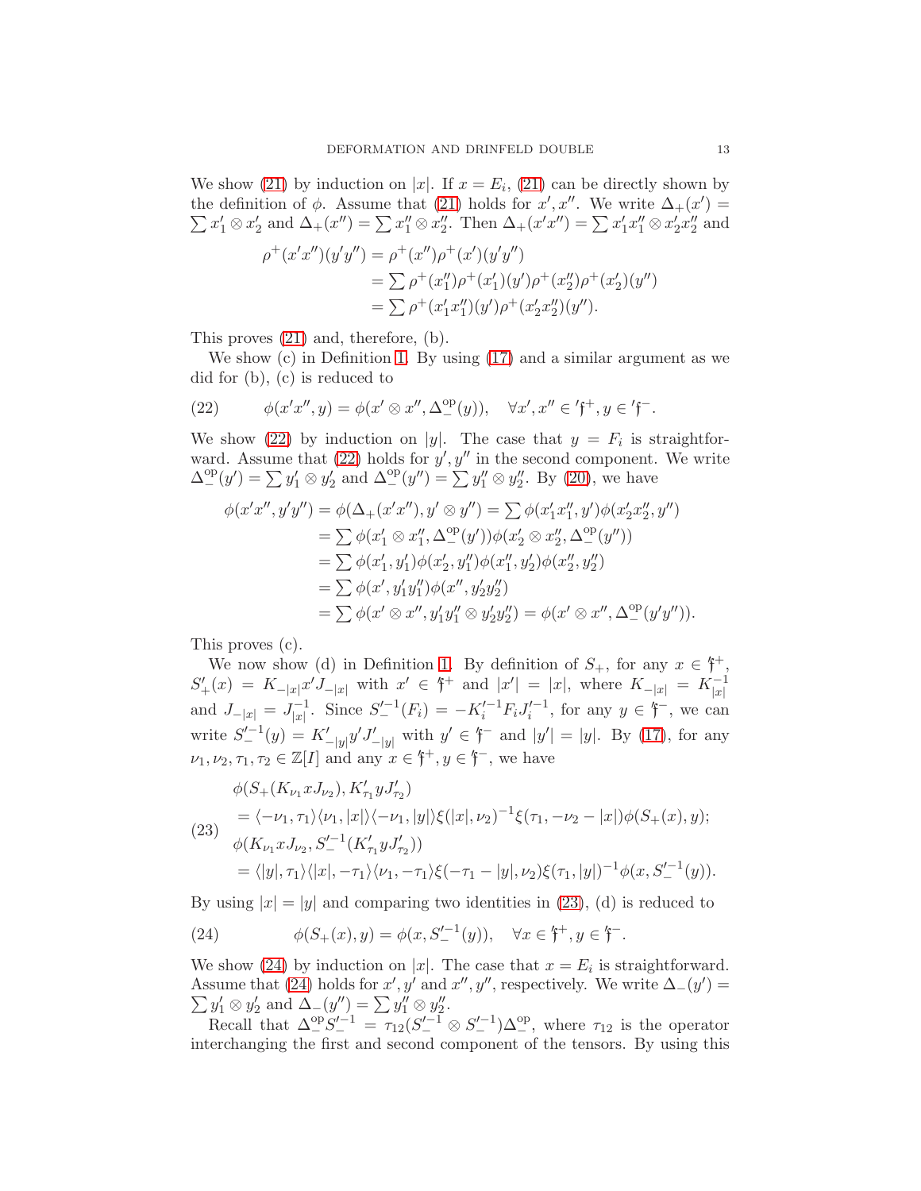We show (21) by induction on $|x|$. If $x = E_i$, (21) can be directly shown by the definition of $\phi$. Assume that (21) holds for $x', x''$. We write $\Delta_+(x') = \sum x'_1 \otimes x'_2$ and $\Delta_+(x'') = \sum x''_1 \otimes x''_2$. Then $\Delta_+(x'x'') = \sum x'_1 x''_1 \otimes x'_2 x''_2$ and

$$\begin{aligned}
\rho^+(x'x'')(y'y'') &= \rho^+(x'')\rho^+(x')(y'y'') \\
&= \sum \rho^+(x''_1)\rho^+(x'_1)(y')\rho^+(x''_2)\rho^+(x'_2)(y'') \\
&= \sum \rho^+(x'_1 x''_1)(y')\rho^+(x'_2 x''_2)(y'').
\end{aligned}$$

This proves (21) and, therefore, (b).

We show (c) in Definition 1. By using (17) and a similar argument as we did for (b), (c) is reduced to

$$\phi(x'x'', y) = \phi(x' \otimes x'', \Delta_-^{\mathrm{op}}(y)), \quad \forall x', x'' \in {}'\mathfrak{f}^+, y \in {}'\mathfrak{f}^-. \tag{22}$$

We show (22) by induction on $|y|$. The case that $y = F_i$ is straightforward. Assume that (22) holds for $y', y''$ in the second component. We write $\Delta_-^{\mathrm{op}}(y') = \sum y'_1 \otimes y'_2$ and $\Delta_-^{\mathrm{op}}(y'') = \sum y''_1 \otimes y''_2$. By (20), we have

$$\begin{aligned}
\phi(x'x'', y'y'') &= \phi(\Delta_+(x'x''), y' \otimes y'') = \sum \phi(x'_1 x''_1, y')\phi(x'_2 x''_2, y'') \\
&= \sum \phi(x'_1 \otimes x''_1, \Delta_-^{\mathrm{op}}(y'))\phi(x'_2 \otimes x''_2, \Delta_-^{\mathrm{op}}(y'')) \\
&= \sum \phi(x'_1, y'_1)\phi(x'_2, y''_1)\phi(x''_1, y'_2)\phi(x''_2, y''_2) \\
&= \sum \phi(x', y'_1 y''_1)\phi(x'', y'_2 y''_2) \\
&= \sum \phi(x' \otimes x'', y'_1 y''_1 \otimes y'_2 y''_2) = \phi(x' \otimes x'', \Delta_-^{\mathrm{op}}(y'y'')).
\end{aligned}$$

This proves (c).

We now show (d) in Definition 1. By definition of $S_+$, for any $x \in {}'\mathfrak{f}^+$, $S'_+(x) = K_{-|x|} x' J_{-|x|}$ with $x' \in {}'\mathfrak{f}^+$ and $|x'| = |x|$, where $K_{-|x|} = K_{|x|}^{-1}$ and $J_{-|x|} = J_{|x|}^{-1}$. Since $S_-'^{-1}(F_i) = -K_i'^{-1} F_i J_i'^{-1}$, for any $y \in {}'\mathfrak{f}^-$, we can write $S_-'^{-1}(y) = K'_{-|y|} y' J'_{-|y|}$ with $y' \in {}'\mathfrak{f}^-$ and $|y'| = |y|$. By (17), for any $\nu_1, \nu_2, \tau_1, \tau_2 \in \mathbb{Z}[I]$ and any $x \in {}'\mathfrak{f}^+, y \in {}'\mathfrak{f}^-$, we have

$$\begin{aligned}
&\phi(S_+(K_{\nu_1} x J_{\nu_2}), K'_{\tau_1} y J'_{\tau_2}) \\
&= \langle -\nu_1, \tau_1 \rangle \langle \nu_1, |x| \rangle \langle -\nu_1, |y| \rangle \xi(|x|, \nu_2)^{-1} \xi(\tau_1, -\nu_2 - |x|)\phi(S_+(x), y); \\
&\phi(K_{\nu_1} x J_{\nu_2}, S_-'^{-1}(K'_{\tau_1} y J'_{\tau_2})) \\
&= \langle |y|, \tau_1 \rangle \langle |x|, -\tau_1 \rangle \langle \nu_1, -\tau_1 \rangle \xi(-\tau_1 - |y|, \nu_2)\xi(\tau_1, |y|)^{-1} \phi(x, S_-'^{-1}(y)).
\end{aligned} \tag{23}$$

By using $|x| = |y|$ and comparing two identities in (23), (d) is reduced to

$$\phi(S_+(x), y) = \phi(x, S_-'^{-1}(y)), \quad \forall x \in {}'\mathfrak{f}^+, y \in {}'\mathfrak{f}^-. \tag{24}$$

We show (24) by induction on $|x|$. The case that $x = E_i$ is straightforward. Assume that (24) holds for $x', y'$ and $x'', y''$, respectively. We write $\Delta_-(y') = \sum y'_1 \otimes y'_2$ and $\Delta_-(y'') = \sum y''_1 \otimes y''_2$.

Recall that $\Delta_-^{\mathrm{op}} S_-'^{-1} = \tau_{12}(S_-'^{-1} \otimes S_-'^{-1})\Delta_-^{\mathrm{op}}$, where $\tau_{12}$ is the operator interchanging the first and second component of the tensors. By using this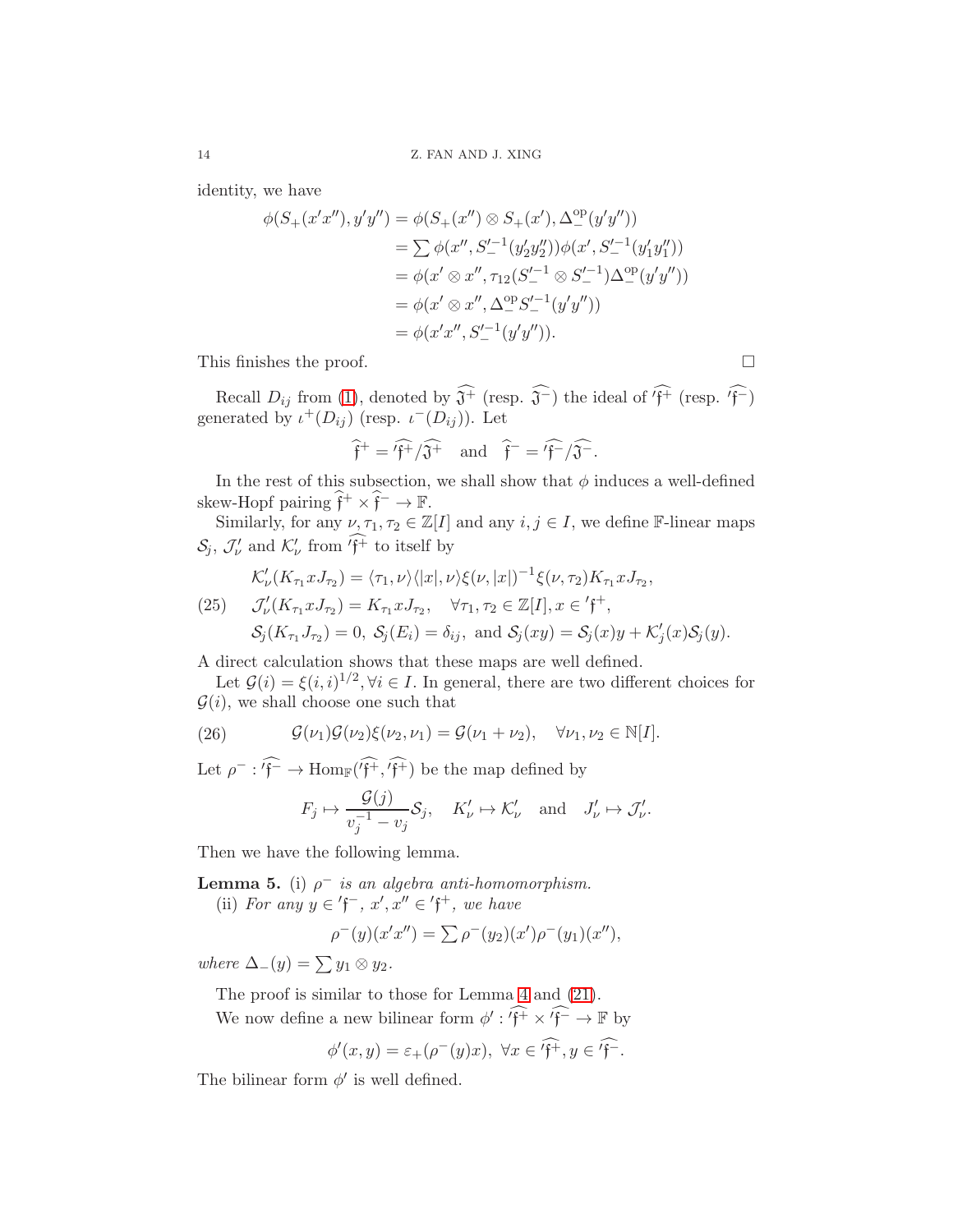identity, we have

$$
\begin{aligned}
\phi(S_+(x'x''), y'y'') &= \phi(S_+(x'') \otimes S_+(x'), \Delta_-^{\mathrm{op}}(y'y'')) \\
&= \sum \phi(x'', S_-'^{-1}(y_2'y_2''))\phi(x', S_-'^{-1}(y_1'y_1'')) \\
&= \phi(x' \otimes x'', \tau_{12}(S_-'^{-1} \otimes S_-'^{-1})\Delta_-^{\mathrm{op}}(y'y'')) \\
&= \phi(x' \otimes x'', \Delta_-^{\mathrm{op}} S_-'^{-1}(y'y'')) \\
&= \phi(x'x'', S_-'^{-1}(y'y'')).
\end{aligned}
$$

This finishes the proof. $\square$

Recall $D_{ij}$ from (1), denoted by $\widehat{\mathfrak{J}^+}$ (resp. $\widehat{\mathfrak{J}^-}$) the ideal of $\widehat{'\mathfrak{f}^+}$ (resp. $\widehat{'\mathfrak{f}^-}$) generated by $\iota^+(D_{ij})$ (resp. $\iota^-(D_{ij})$). Let

$$
\widehat{\mathfrak{f}}^+ = \widehat{'\mathfrak{f}^+}/\widehat{\mathfrak{J}^+} \quad \text{and} \quad \widehat{\mathfrak{f}}^- = \widehat{'\mathfrak{f}^-}/\widehat{\mathfrak{J}^-}.
$$

In the rest of this subsection, we shall show that $\phi$ induces a well-defined skew-Hopf pairing $\widehat{\mathfrak{f}}^+ \times \widehat{\mathfrak{f}}^- \to \mathbb{F}$.

Similarly, for any $\nu, \tau_1, \tau_2 \in \mathbb{Z}[I]$ and any $i, j \in I$, we define $\mathbb{F}$-linear maps $\mathcal{S}_j$, $\mathcal{J}'_\nu$ and $\mathcal{K}'_\nu$ from $\widehat{'\mathfrak{f}^+}$ to itself by

$$
\begin{aligned}
&\mathcal{K}'_\nu(K_{\tau_1} x J_{\tau_2}) = \langle \tau_1, \nu\rangle \langle |x|, \nu\rangle \xi(\nu, |x|)^{-1} \xi(\nu, \tau_2) K_{\tau_1} x J_{\tau_2}, \\
(25) \quad &\mathcal{J}'_\nu(K_{\tau_1} x J_{\tau_2}) = K_{\tau_1} x J_{\tau_2}, \quad \forall \tau_1, \tau_2 \in \mathbb{Z}[I], x \in {'\mathfrak{f}^+}, \\
&\mathcal{S}_j(K_{\tau_1} J_{\tau_2}) = 0,\ \mathcal{S}_j(E_i) = \delta_{ij},\ \text{and } \mathcal{S}_j(xy) = \mathcal{S}_j(x)y + \mathcal{K}'_j(x)\mathcal{S}_j(y).
\end{aligned}
$$

A direct calculation shows that these maps are well defined.

Let $\mathcal{G}(i) = \xi(i,i)^{1/2}, \forall i \in I$. In general, there are two different choices for $\mathcal{G}(i)$, we shall choose one such that

$$
(26) \qquad \mathcal{G}(\nu_1)\mathcal{G}(\nu_2)\xi(\nu_2, \nu_1) = \mathcal{G}(\nu_1 + \nu_2), \quad \forall \nu_1, \nu_2 \in \mathbb{N}[I].
$$

Let $\rho^- : \widehat{'\mathfrak{f}^-} \to \mathrm{Hom}_{\mathbb{F}}(\widehat{'\mathfrak{f}^+}, \widehat{'\mathfrak{f}^+})$ be the map defined by

$$
F_j \mapsto \frac{\mathcal{G}(j)}{v_j^{-1} - v_j}\mathcal{S}_j, \quad K'_\nu \mapsto \mathcal{K}'_\nu \quad \text{and} \quad J'_\nu \mapsto \mathcal{J}'_\nu.
$$

Then we have the following lemma.

**Lemma 5.** (i) *$\rho^-$ is an algebra anti-homomorphism.*

(ii) *For any $y \in {'\mathfrak{f}^-}$, $x', x'' \in {'\mathfrak{f}^+}$, we have*

$$
\rho^-(y)(x'x'') = \sum \rho^-(y_2)(x')\rho^-(y_1)(x''),
$$

*where $\Delta_-(y) = \sum y_1 \otimes y_2$.*

The proof is similar to those for Lemma 4 and (21).

We now define a new bilinear form $\phi' : \widehat{'\mathfrak{f}^+} \times \widehat{'\mathfrak{f}^-} \to \mathbb{F}$ by

$$
\phi'(x, y) = \varepsilon_+(\rho^-(y)x),\ \forall x \in \widehat{'\mathfrak{f}^+}, y \in \widehat{'\mathfrak{f}^-}.
$$

The bilinear form $\phi'$ is well defined.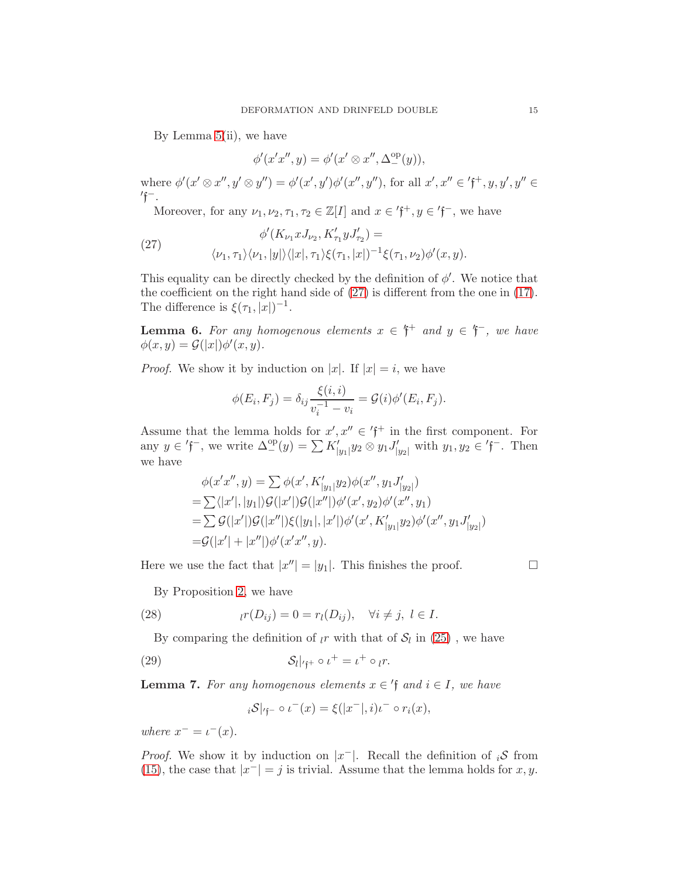By Lemma 5(ii), we have

$$\phi'(x'x'', y) = \phi'(x' \otimes x'', \Delta_-^{\mathrm{op}}(y)),$$

where $\phi'(x' \otimes x'', y' \otimes y'') = \phi'(x', y')\phi'(x'', y'')$, for all $x', x'' \in {'\mathfrak{f}}^+, y, y', y'' \in {'\mathfrak{f}}^-$.

Moreover, for any $\nu_1, \nu_2, \tau_1, \tau_2 \in \mathbb{Z}[I]$ and $x \in {'\mathfrak{f}}^+, y \in {'\mathfrak{f}}^-$, we have

$$\begin{aligned} &\phi'(K_{\nu_1} x J_{\nu_2}, K'_{\tau_1} y J'_{\tau_2}) = \\ &\langle \nu_1, \tau_1 \rangle \langle \nu_1, |y| \rangle \langle |x|, \tau_1 \rangle \xi(\tau_1, |x|)^{-1} \xi(\tau_1, \nu_2) \phi'(x, y). \end{aligned} \tag{27}$$

This equality can be directly checked by the definition of $\phi'$. We notice that the coefficient on the right hand side of (27) is different from the one in (17). The difference is $\xi(\tau_1, |x|)^{-1}$.

**Lemma 6.** *For any homogenous elements $x \in {'\mathfrak{f}}^+$ and $y \in {'\mathfrak{f}}^-$, we have $\phi(x, y) = \mathcal{G}(|x|)\phi'(x, y)$.*

*Proof.* We show it by induction on $|x|$. If $|x| = i$, we have

$$\phi(E_i, F_j) = \delta_{ij} \frac{\xi(i, i)}{v_i^{-1} - v_i} = \mathcal{G}(i)\phi'(E_i, F_j).$$

Assume that the lemma holds for $x', x'' \in {'\mathfrak{f}}^+$ in the first component. For any $y \in {'\mathfrak{f}}^-$, we write $\Delta_-^{\mathrm{op}}(y) = \sum K'_{|y_1|} y_2 \otimes y_1 J'_{|y_2|}$ with $y_1, y_2 \in {'\mathfrak{f}}^-$. Then we have

$$\begin{aligned} &\phi(x'x'', y) = \sum \phi(x', K'_{|y_1|} y_2)\phi(x'', y_1 J'_{|y_2|}) \\ =& \sum \langle |x'|, |y_1| \rangle \mathcal{G}(|x'|)\mathcal{G}(|x''|)\phi'(x', y_2)\phi'(x'', y_1) \\ =& \sum \mathcal{G}(|x'|)\mathcal{G}(|x''|)\xi(|y_1|, |x'|)\phi'(x', K'_{|y_1|} y_2)\phi'(x'', y_1 J'_{|y_2|}) \\ =& \mathcal{G}(|x'| + |x''|)\phi'(x'x'', y). \end{aligned}$$

Here we use the fact that $|x''| = |y_1|$. This finishes the proof. $\square$

By Proposition 2, we have

$$_l r(D_{ij}) = 0 = r_l(D_{ij}), \quad \forall i \neq j, \ l \in I. \tag{28}$$

By comparing the definition of $_l r$ with that of $\mathcal{S}_l$ in (25) , we have

$$\mathcal{S}_l|_{'\mathfrak{f}^+} \circ \iota^+ = \iota^+ \circ {_l r}. \tag{29}$$

**Lemma 7.** *For any homogenous elements $x \in {'\mathfrak{f}}$ and $i \in I$, we have*

$$_i\mathcal{S}|_{'\mathfrak{f}^-} \circ \iota^-(x) = \xi(|x^-|, i)\iota^- \circ r_i(x),$$

*where $x^- = \iota^-(x)$.*

*Proof.* We show it by induction on $|x^-|$. Recall the definition of $_i\mathcal{S}$ from (15), the case that $|x^-| = j$ is trivial. Assume that the lemma holds for $x, y$.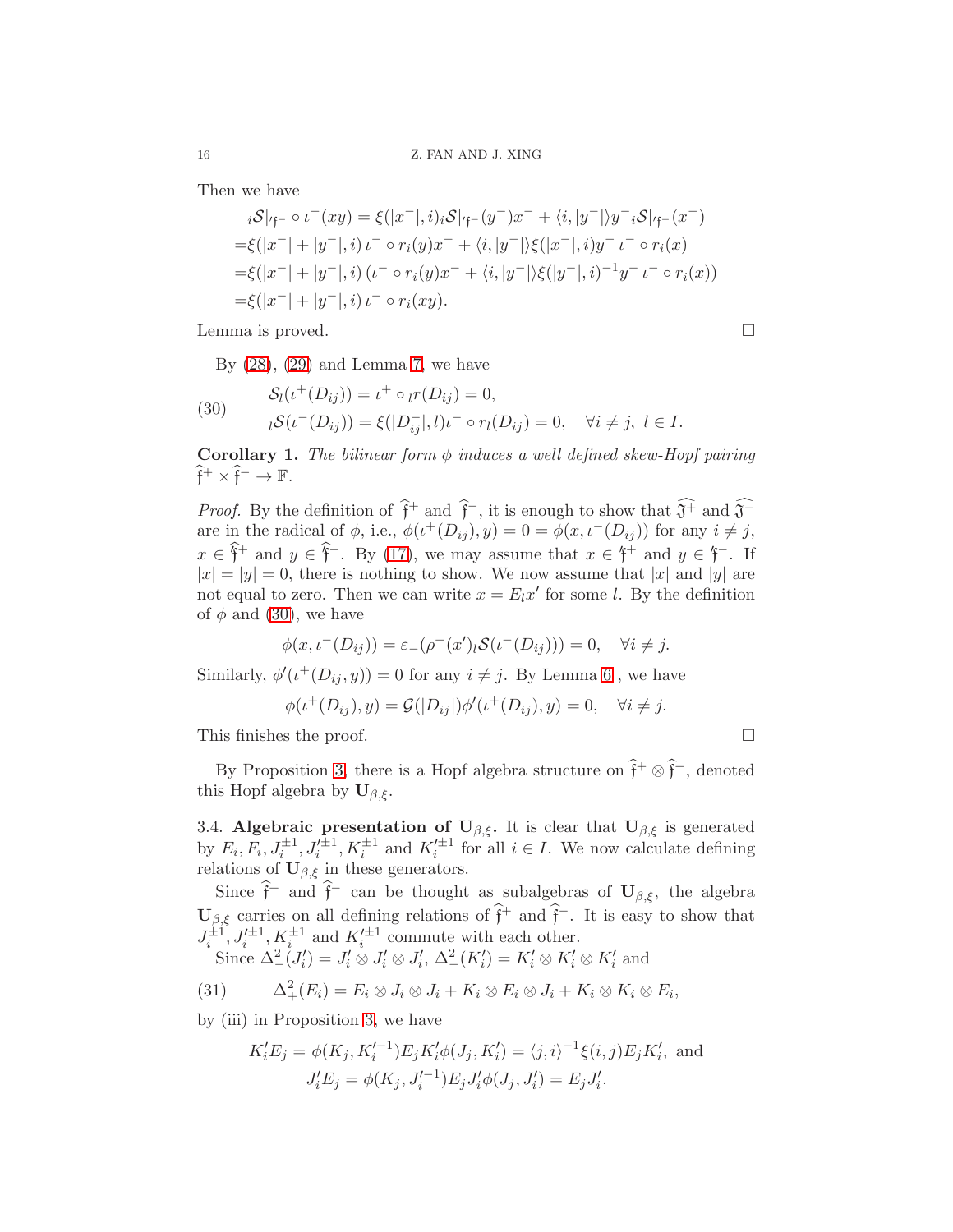Then we have

$$
\begin{aligned}
&{}_i\mathcal{S}|_{'\mathfrak{f}^-} \circ \iota^-(xy) = \xi(|x^-|, i)\, {}_i\mathcal{S}|_{'\mathfrak{f}^-}(y^-)x^- + \langle i, |y^-|\rangle y^- \, {}_i\mathcal{S}|_{'\mathfrak{f}^-}(x^-) \\
=&\xi(|x^-| + |y^-|, i)\, \iota^- \circ r_i(y)x^- + \langle i, |y^-|\rangle \xi(|x^-|, i) y^- \, \iota^- \circ r_i(x) \\
=&\xi(|x^-| + |y^-|, i)\left(\iota^- \circ r_i(y)x^- + \langle i, |y^-|\rangle \xi(|y^-|, i)^{-1} y^- \, \iota^- \circ r_i(x)\right) \\
=&\xi(|x^-| + |y^-|, i)\, \iota^- \circ r_i(xy).
\end{aligned}
$$

Lemma is proved. $\square$

By (28), (29) and Lemma 7, we have

$$
\begin{aligned}
&\mathcal{S}_l(\iota^+(D_{ij})) = \iota^+ \circ {}_l r(D_{ij}) = 0, \\
&{}_l\mathcal{S}(\iota^-(D_{ij})) = \xi(|D_{ij}^-|, l)\iota^- \circ r_l(D_{ij}) = 0, \quad \forall i \neq j,\ l \in I.
\end{aligned}
\tag{30}
$$

**Corollary 1.** *The bilinear form $\phi$ induces a well defined skew-Hopf pairing $\widehat{\mathfrak{f}}^+ \times \widehat{\mathfrak{f}}^- \to \mathbb{F}$.*

*Proof.* By the definition of $\widehat{\mathfrak{f}}^+$ and $\widehat{\mathfrak{f}}^-$, it is enough to show that $\widehat{\mathfrak{J}^+}$ and $\widehat{\mathfrak{J}^-}$ are in the radical of $\phi$, i.e., $\phi(\iota^+(D_{ij}), y) = 0 = \phi(x, \iota^-(D_{ij}))$ for any $i \neq j$, $x \in \widehat{\mathfrak{f}}^+$ and $y \in \widehat{\mathfrak{f}}^-$. By (17), we may assume that $x \in {}'\mathfrak{f}^+$ and $y \in {}'\mathfrak{f}^-$. If $|x| = |y| = 0$, there is nothing to show. We now assume that $|x|$ and $|y|$ are not equal to zero. Then we can write $x = E_l x'$ for some $l$. By the definition of $\phi$ and (30), we have

$$
\phi(x, \iota^-(D_{ij})) = \varepsilon_-(\rho^+(x')\, {}_l\mathcal{S}(\iota^-(D_{ij}))) = 0, \quad \forall i \neq j.
$$

Similarly, $\phi'(\iota^+(D_{ij}, y)) = 0$ for any $i \neq j$. By Lemma 6 , we have

$$
\phi(\iota^+(D_{ij}), y) = \mathcal{G}(|D_{ij}|)\phi'(\iota^+(D_{ij}), y) = 0, \quad \forall i \neq j.
$$

This finishes the proof. $\square$

By Proposition 3, there is a Hopf algebra structure on $\widehat{\mathfrak{f}}^+ \otimes \widehat{\mathfrak{f}}^-$, denoted this Hopf algebra by $\mathbf{U}_{\beta,\xi}$.

3.4. **Algebraic presentation of $\mathbf{U}_{\beta,\xi}$.** It is clear that $\mathbf{U}_{\beta,\xi}$ is generated by $E_i, F_i, J_i^{\pm 1}, J_i'^{\pm 1}, K_i^{\pm 1}$ and $K_i'^{\pm 1}$ for all $i \in I$. We now calculate defining relations of $\mathbf{U}_{\beta,\xi}$ in these generators.

Since $\widehat{\mathfrak{f}}^+$ and $\widehat{\mathfrak{f}}^-$ can be thought as subalgebras of $\mathbf{U}_{\beta,\xi}$, the algebra $\mathbf{U}_{\beta,\xi}$ carries on all defining relations of $\widehat{\mathfrak{f}}^+$ and $\widehat{\mathfrak{f}}^-$. It is easy to show that $J_i^{\pm 1}, J_i'^{\pm 1}, K_i^{\pm 1}$ and $K_i'^{\pm 1}$ commute with each other.

Since $\Delta_-^2(J_i') = J_i' \otimes J_i' \otimes J_i'$, $\Delta_-^2(K_i') = K_i' \otimes K_i' \otimes K_i'$ and

$$
\Delta_+^2(E_i) = E_i \otimes J_i \otimes J_i + K_i \otimes E_i \otimes J_i + K_i \otimes K_i \otimes E_i, \tag{31}
$$

by (iii) in Proposition 3, we have

$$
\begin{aligned}
K_i' E_j &= \phi(K_j, K_i'^{-1}) E_j K_i' \phi(J_j, K_i') = \langle j, i\rangle^{-1} \xi(i,j) E_j K_i', \text{ and} \\
J_i' E_j &= \phi(K_j, J_i'^{-1}) E_j J_i' \phi(J_j, J_i') = E_j J_i'.
\end{aligned}
$$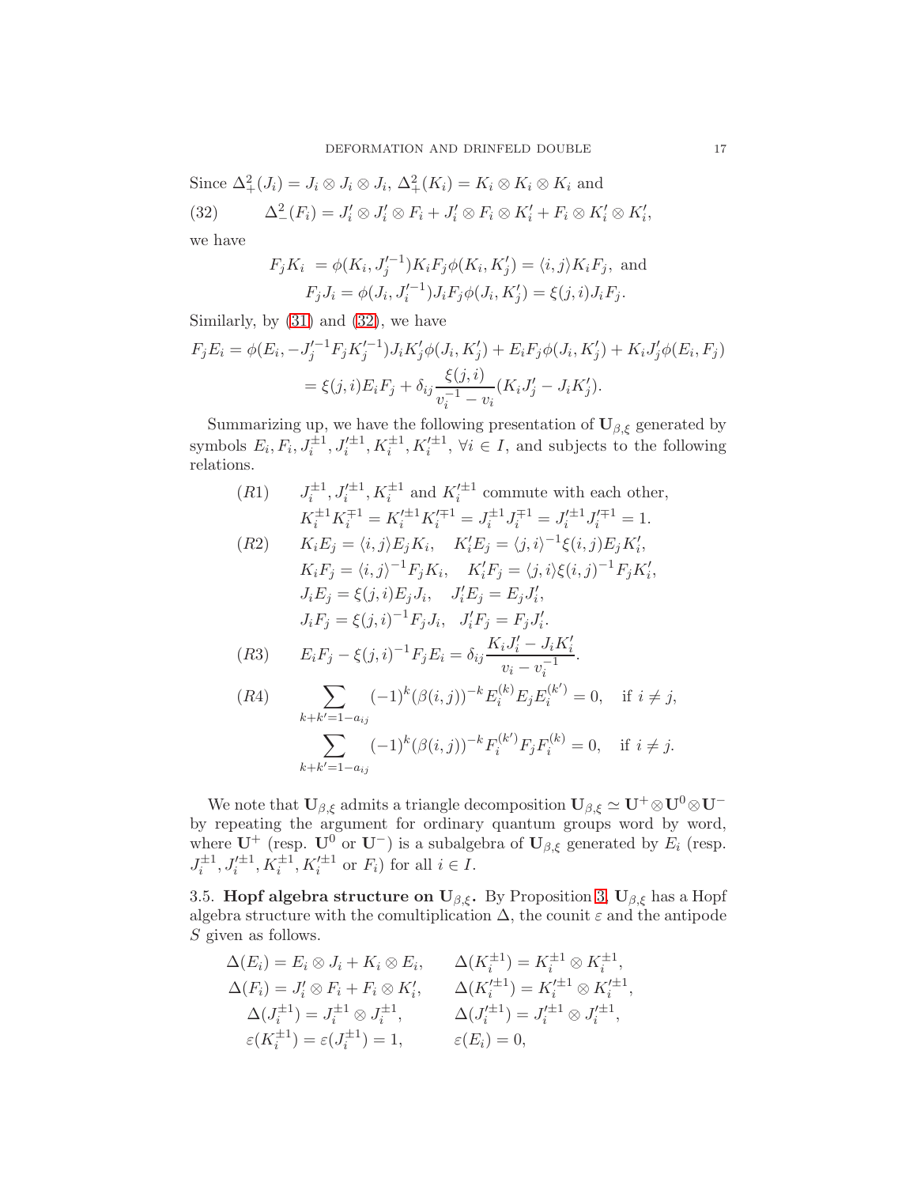Since $\Delta_+^2(J_i) = J_i \otimes J_i \otimes J_i$, $\Delta_+^2(K_i) = K_i \otimes K_i \otimes K_i$ and

$$\Delta_-^2(F_i) = J_i' \otimes J_i' \otimes F_i + J_i' \otimes F_i \otimes K_i' + F_i \otimes K_i' \otimes K_i', \tag{32}$$

we have

$$F_j K_i = \phi(K_i, J_j'^{-1}) K_i F_j \phi(K_i, K_j') = \langle i, j\rangle K_i F_j, \text{ and}$$
$$F_j J_i = \phi(J_i, J_i'^{-1}) J_i F_j \phi(J_i, K_j') = \xi(j,i) J_i F_j.$$

Similarly, by (31) and (32), we have

$$F_j E_i = \phi(E_i, -J_j'^{-1} F_j K_j'^{-1}) J_i K_j' \phi(J_i, K_j') + E_i F_j \phi(J_i, K_j') + K_i J_j' \phi(E_i, F_j)$$
$$= \xi(j,i) E_i F_j + \delta_{ij} \frac{\xi(j,i)}{v_i^{-1} - v_i}(K_i J_j' - J_i K_j').$$

Summarizing up, we have the following presentation of $\mathbf{U}_{\beta,\xi}$ generated by symbols $E_i, F_i, J_i^{\pm 1}, J_i'^{\pm 1}, K_i^{\pm 1}, K_i'^{\pm 1}$, $\forall i \in I$, and subjects to the following relations.

(R1) $J_i^{\pm 1}, J_i'^{\pm 1}, K_i^{\pm 1}$ and $K_i'^{\pm 1}$ commute with each other,
$$K_i^{\pm 1} K_i^{\mp 1} = K_i'^{\pm 1} K_i'^{\mp 1} = J_i^{\pm 1} J_i^{\mp 1} = J_i'^{\pm 1} J_i'^{\mp 1} = 1.$$

(R2)
$$K_i E_j = \langle i, j\rangle E_j K_i, \quad K_i' E_j = \langle j, i\rangle^{-1} \xi(i,j) E_j K_i',$$
$$K_i F_j = \langle i, j\rangle^{-1} F_j K_i, \quad K_i' F_j = \langle j, i\rangle \xi(i,j)^{-1} F_j K_i',$$
$$J_i E_j = \xi(j,i) E_j J_i, \quad J_i' E_j = E_j J_i',$$
$$J_i F_j = \xi(j,i)^{-1} F_j J_i, \quad J_i' F_j = F_j J_i'.$$

(R3)
$$E_i F_j - \xi(j,i)^{-1} F_j E_i = \delta_{ij} \frac{K_i J_i' - J_i K_i'}{v_i - v_i^{-1}}.$$

(R4)
$$\sum_{k+k'=1-a_{ij}} (-1)^k (\beta(i,j))^{-k} E_i^{(k)} E_j E_i^{(k')} = 0, \quad \text{if } i \neq j,$$
$$\sum_{k+k'=1-a_{ij}} (-1)^k (\beta(i,j))^{-k} F_i^{(k')} F_j F_i^{(k)} = 0, \quad \text{if } i \neq j.$$

We note that $\mathbf{U}_{\beta,\xi}$ admits a triangle decomposition $\mathbf{U}_{\beta,\xi} \simeq \mathbf{U}^+ \otimes \mathbf{U}^0 \otimes \mathbf{U}^-$ by repeating the argument for ordinary quantum groups word by word, where $\mathbf{U}^+$ (resp. $\mathbf{U}^0$ or $\mathbf{U}^-$) is a subalgebra of $\mathbf{U}_{\beta,\xi}$ generated by $E_i$ (resp. $J_i^{\pm 1}, J_i'^{\pm 1}, K_i^{\pm 1}, K_i'^{\pm 1}$ or $F_i$) for all $i \in I$.

3.5. **Hopf algebra structure on $\mathbf{U}_{\beta,\xi}$.** By Proposition 3, $\mathbf{U}_{\beta,\xi}$ has a Hopf algebra structure with the comultiplication $\Delta$, the counit $\varepsilon$ and the antipode $S$ given as follows.

$$\Delta(E_i) = E_i \otimes J_i + K_i \otimes E_i, \qquad \Delta(K_i^{\pm 1}) = K_i^{\pm 1} \otimes K_i^{\pm 1},$$
$$\Delta(F_i) = J_i' \otimes F_i + F_i \otimes K_i', \qquad \Delta(K_i'^{\pm 1}) = K_i'^{\pm 1} \otimes K_i'^{\pm 1},$$
$$\Delta(J_i^{\pm 1}) = J_i^{\pm 1} \otimes J_i^{\pm 1}, \qquad \Delta(J_i'^{\pm 1}) = J_i'^{\pm 1} \otimes J_i'^{\pm 1},$$
$$\varepsilon(K_i^{\pm 1}) = \varepsilon(J_i^{\pm 1}) = 1, \qquad \varepsilon(E_i) = 0,$$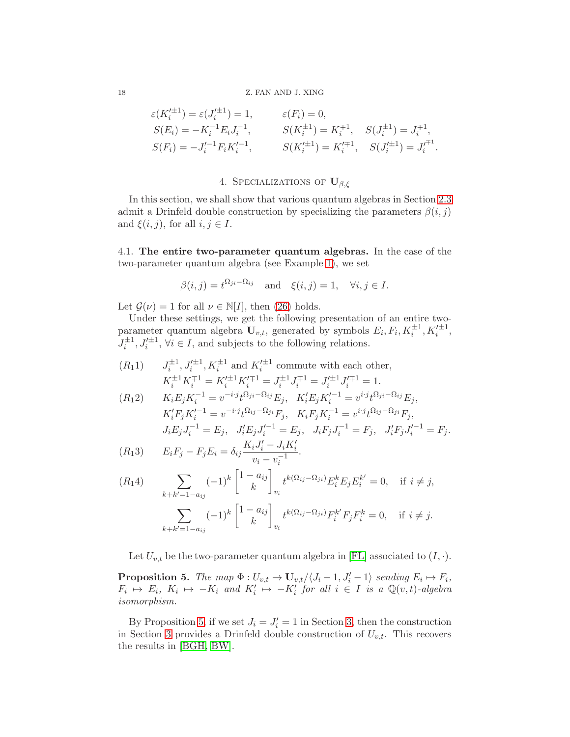$$\varepsilon(K_i'^{\pm 1}) = \varepsilon(J_i'^{\pm 1}) = 1, \qquad \varepsilon(F_i) = 0,$$

$$S(E_i) = -K_i^{-1} E_i J_i^{-1}, \qquad S(K_i^{\pm 1}) = K_i^{\mp 1}, \quad S(J_i^{\pm 1}) = J_i^{\mp 1},$$

$$S(F_i) = -J_i'^{-1} F_i K_i'^{-1}, \qquad S(K_i'^{\pm 1}) = K_i'^{\mp 1}, \quad S(J_i'^{\pm 1}) = J_i'^{\mp 1}.$$

## 4. Specializations of $\mathbf{U}_{\beta,\xi}$

In this section, we shall show that various quantum algebras in Section 2.3 admit a Drinfeld double construction by specializing the parameters $\beta(i,j)$ and $\xi(i,j)$, for all $i, j \in I$.

### 4.1. The entire two-parameter quantum algebras.

In the case of the two-parameter quantum algebra (see Example 1), we set

$$\beta(i,j) = t^{\Omega_{ji} - \Omega_{ij}} \quad \text{and} \quad \xi(i,j) = 1, \quad \forall i, j \in I.$$

Let $\mathcal{G}(\nu) = 1$ for all $\nu \in \mathbb{N}[I]$, then (26) holds.

Under these settings, we get the following presentation of an entire two-parameter quantum algebra $\mathbf{U}_{v,t}$, generated by symbols $E_i, F_i, K_i^{\pm 1}, K_i'^{\pm 1}, J_i^{\pm 1}, J_i'^{\pm 1}$, $\forall i \in I$, and subjects to the following relations.

$(R_1 1)$ $\quad J_i^{\pm 1}, J_i'^{\pm 1}, K_i^{\pm 1}$ and $K_i'^{\pm 1}$ commute with each other,

$$K_i^{\pm 1} K_i^{\mp 1} = K_i'^{\pm 1} K_i'^{\mp 1} = J_i^{\pm 1} J_i^{\mp 1} = J_i'^{\pm 1} J_i'^{\mp 1} = 1.$$

$(R_1 2)$

$$K_i E_j K_i^{-1} = v^{-i\cdot j} t^{\Omega_{ji} - \Omega_{ij}} E_j, \quad K_i' E_j K_i'^{-1} = v^{i\cdot j} t^{\Omega_{ji} - \Omega_{ij}} E_j,$$

$$K_i' F_j K_i'^{-1} = v^{-i\cdot j} t^{\Omega_{ij} - \Omega_{ji}} F_j, \quad K_i F_j K_i^{-1} = v^{i\cdot j} t^{\Omega_{ij} - \Omega_{ji}} F_j,$$

$$J_i E_j J_i^{-1} = E_j, \quad J_i' E_j J_i'^{-1} = E_j, \quad J_i F_j J_i^{-1} = F_j, \quad J_i' F_j J_i'^{-1} = F_j.$$

$(R_1 3)$

$$E_i F_j - F_j E_i = \delta_{ij} \frac{K_i J_i' - J_i K_i'}{v_i - v_i^{-1}}.$$

$(R_1 4)$

$$\sum_{k+k'=1-a_{ij}} (-1)^k \begin{bmatrix} 1-a_{ij} \\ k \end{bmatrix}_{v_i} t^{k(\Omega_{ij} - \Omega_{ji})} E_i^k E_j E_i^{k'} = 0, \quad \text{if } i \neq j,$$

$$\sum_{k+k'=1-a_{ij}} (-1)^k \begin{bmatrix} 1-a_{ij} \\ k \end{bmatrix}_{v_i} t^{k(\Omega_{ij} - \Omega_{ji})} F_i^{k'} F_j F_i^k = 0, \quad \text{if } i \neq j.$$

Let $U_{v,t}$ be the two-parameter quantum algebra in [FL] associated to $(I, \cdot)$.

**Proposition 5.** *The map $\Phi : U_{v,t} \to \mathbf{U}_{v,t}/\langle J_i - 1, J_i' - 1\rangle$ sending $E_i \mapsto F_i$, $F_i \mapsto E_i$, $K_i \mapsto -K_i$ and $K_i' \mapsto -K_i'$ for all $i \in I$ is a $\mathbb{Q}(v,t)$-algebra isomorphism.*

By Proposition 5, if we set $J_i = J_i' = 1$ in Section 3, then the construction in Section 3 provides a Drinfeld double construction of $U_{v,t}$. This recovers the results in [BGH, BW].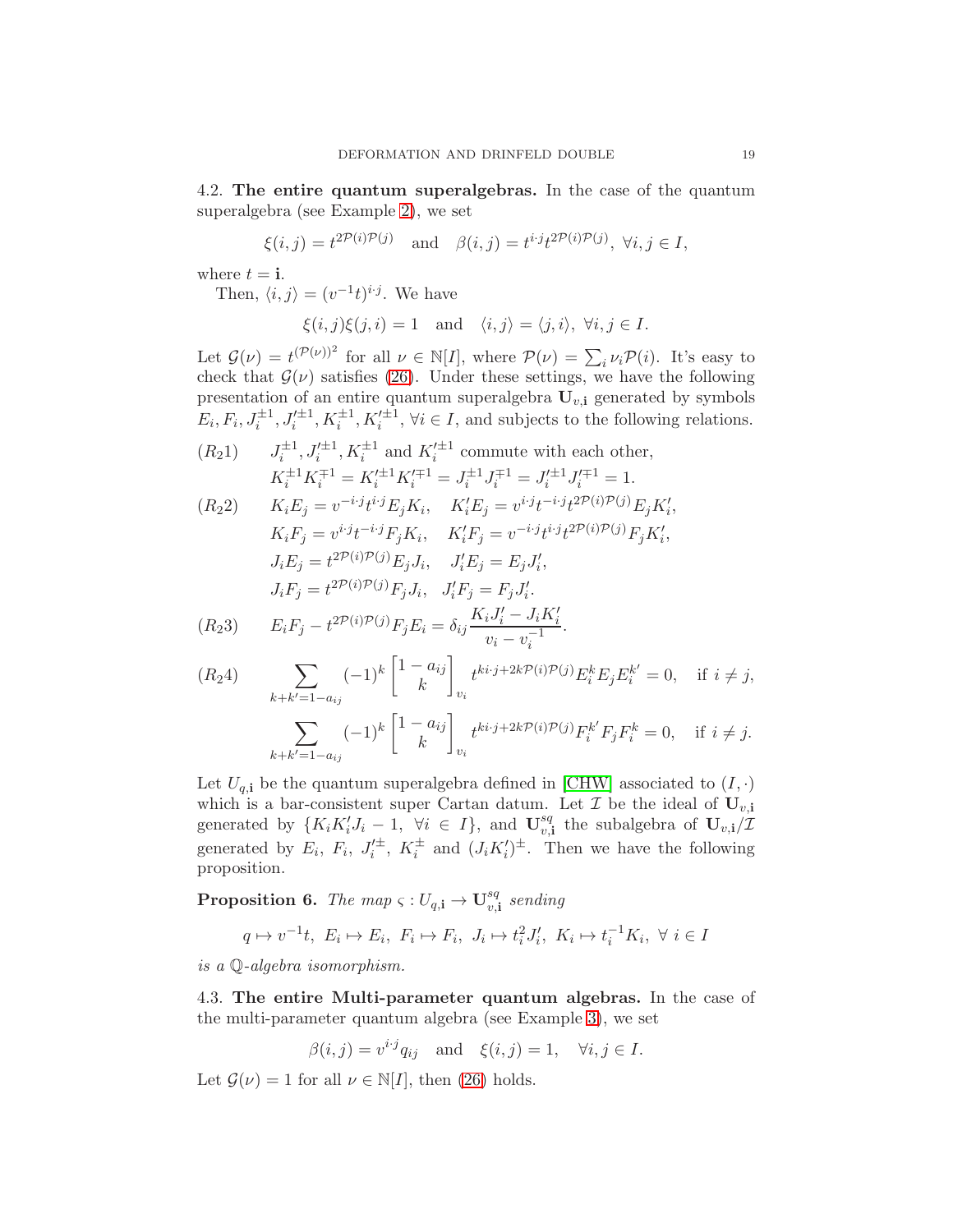4.2. **The entire quantum superalgebras.** In the case of the quantum superalgebra (see Example 2), we set

$$\xi(i,j) = t^{2\mathcal{P}(i)\mathcal{P}(j)} \quad \text{and} \quad \beta(i,j) = t^{i\cdot j} t^{2\mathcal{P}(i)\mathcal{P}(j)},\ \forall i,j \in I,$$

where $t = \mathbf{i}$.

Then, $\langle i,j\rangle = (v^{-1}t)^{i\cdot j}$. We have

$$\xi(i,j)\xi(j,i) = 1 \quad \text{and} \quad \langle i,j\rangle = \langle j,i\rangle,\ \forall i,j \in I.$$

Let $\mathcal{G}(\nu) = t^{(\mathcal{P}(\nu))^2}$ for all $\nu \in \mathbb{N}[I]$, where $\mathcal{P}(\nu) = \sum_i \nu_i \mathcal{P}(i)$. It's easy to check that $\mathcal{G}(\nu)$ satisfies (26). Under these settings, we have the following presentation of an entire quantum superalgebra $\mathbf{U}_{v,\mathbf{i}}$ generated by symbols $E_i, F_i, J_i^{\pm 1}, J_i'^{\pm 1}, K_i^{\pm 1}, K_i'^{\pm 1}, \forall i \in I$, and subjects to the following relations.

$(R_21)$ $\quad J_i^{\pm 1}, J_i'^{\pm 1}, K_i^{\pm 1}$ and $K_i'^{\pm 1}$ commute with each other,

$$K_i^{\pm 1}K_i^{\mp 1} = K_i'^{\pm 1}K_i'^{\mp 1} = J_i^{\pm 1}J_i^{\mp 1} = J_i'^{\pm 1}J_i'^{\mp 1} = 1.$$

$(R_22)$

$$K_iE_j = v^{-i\cdot j}t^{i\cdot j}E_jK_i, \quad K_i'E_j = v^{i\cdot j}t^{-i\cdot j}t^{2\mathcal{P}(i)\mathcal{P}(j)}E_jK_i',$$
$$K_iF_j = v^{i\cdot j}t^{-i\cdot j}F_jK_i, \quad K_i'F_j = v^{-i\cdot j}t^{i\cdot j}t^{2\mathcal{P}(i)\mathcal{P}(j)}F_jK_i',$$
$$J_iE_j = t^{2\mathcal{P}(i)\mathcal{P}(j)}E_jJ_i, \quad J_i'E_j = E_jJ_i',$$
$$J_iF_j = t^{2\mathcal{P}(i)\mathcal{P}(j)}F_jJ_i, \quad J_i'F_j = F_jJ_i'.$$

$(R_23)$

$$E_iF_j - t^{2\mathcal{P}(i)\mathcal{P}(j)}F_jE_i = \delta_{ij}\frac{K_iJ_i' - J_iK_i'}{v_i - v_i^{-1}}.$$

$(R_24)$

$$\sum_{k+k'=1-a_{ij}} (-1)^k \begin{bmatrix} 1-a_{ij} \\ k \end{bmatrix}_{v_i} t^{ki\cdot j + 2k\mathcal{P}(i)\mathcal{P}(j)} E_i^k E_j E_i^{k'} = 0, \quad \text{if } i \neq j,$$

$$\sum_{k+k'=1-a_{ij}} (-1)^k \begin{bmatrix} 1-a_{ij} \\ k \end{bmatrix}_{v_i} t^{ki\cdot j + 2k\mathcal{P}(i)\mathcal{P}(j)} F_i^{k'} F_j F_i^{k} = 0, \quad \text{if } i \neq j.$$

Let $U_{q,\mathbf{i}}$ be the quantum superalgebra defined in [CHW] associated to $(I,\cdot)$ which is a bar-consistent super Cartan datum. Let $\mathcal{I}$ be the ideal of $\mathbf{U}_{v,\mathbf{i}}$ generated by $\{K_iK_i'J_i - 1,\ \forall i \in I\}$, and $\mathbf{U}_{v,\mathbf{i}}^{sq}$ the subalgebra of $\mathbf{U}_{v,\mathbf{i}}/\mathcal{I}$ generated by $E_i$, $F_i$, $J_i'^{\pm}$, $K_i^{\pm}$ and $(J_iK_i')^{\pm}$. Then we have the following proposition.

**Proposition 6.** *The map* $\varsigma : U_{q,\mathbf{i}} \to \mathbf{U}_{v,\mathbf{i}}^{sq}$ *sending*

$$q \mapsto v^{-1}t,\ E_i \mapsto E_i,\ F_i \mapsto F_i,\ J_i \mapsto t_i^2 J_i',\ K_i \mapsto t_i^{-1}K_i,\ \forall\ i \in I$$

*is a* $\mathbb{Q}$*-algebra isomorphism.*

4.3. **The entire Multi-parameter quantum algebras.** In the case of the multi-parameter quantum algebra (see Example 3), we set

$$\beta(i,j) = v^{i\cdot j}q_{ij} \quad \text{and} \quad \xi(i,j) = 1, \quad \forall i,j \in I.$$

Let $\mathcal{G}(\nu) = 1$ for all $\nu \in \mathbb{N}[I]$, then (26) holds.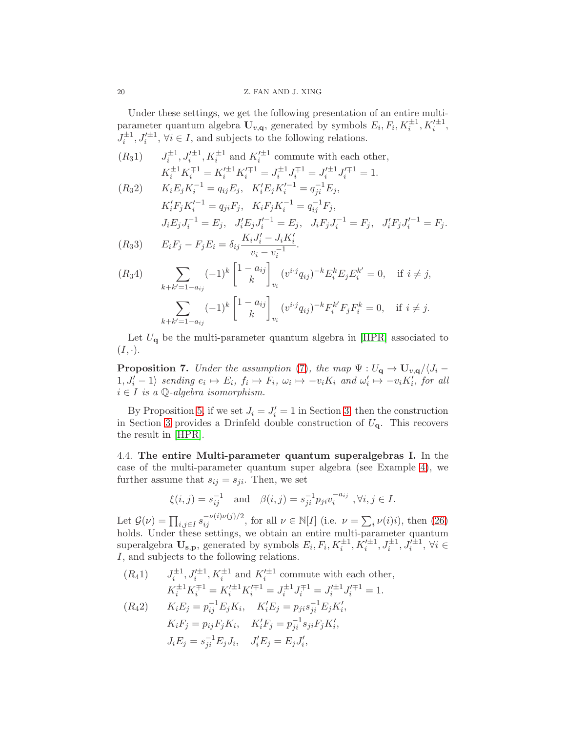Under these settings, we get the following presentation of an entire multi-parameter quantum algebra $\mathbf{U}_{v,\mathbf{q}}$, generated by symbols $E_i, F_i, K_i^{\pm 1}, K_i'^{\pm 1}, J_i^{\pm 1}, J_i'^{\pm 1}$, $\forall i \in I$, and subjects to the following relations.

$(R_3 1)$ $J_i^{\pm 1}, J_i'^{\pm 1}, K_i^{\pm 1}$ and $K_i'^{\pm 1}$ commute with each other,

$$K_i^{\pm 1} K_i^{\mp 1} = K_i'^{\pm 1} K_i'^{\mp 1} = J_i^{\pm 1} J_i^{\mp 1} = J_i'^{\pm 1} J_i'^{\mp 1} = 1.$$

$(R_3 2)$

$$K_i E_j K_i^{-1} = q_{ij} E_j, \quad K_i' E_j K_i'^{-1} = q_{ji}^{-1} E_j,$$

$$K_i' F_j K_i'^{-1} = q_{ji} F_j, \quad K_i F_j K_i^{-1} = q_{ij}^{-1} F_j,$$

$$J_i E_j J_i^{-1} = E_j, \quad J_i' E_j J_i'^{-1} = E_j, \quad J_i F_j J_i^{-1} = F_j, \quad J_i' F_j J_i'^{-1} = F_j.$$

$(R_3 3)$

$$E_i F_j - F_j E_i = \delta_{ij} \frac{K_i J_i' - J_i K_i'}{v_i - v_i^{-1}}.$$

$(R_3 4)$

$$\sum_{k+k'=1-a_{ij}} (-1)^k \begin{bmatrix} 1-a_{ij} \\ k \end{bmatrix}_{v_i} (v^{i \cdot j} q_{ij})^{-k} E_i^k E_j E_i^{k'} = 0, \quad \text{if } i \neq j,$$

$$\sum_{k+k'=1-a_{ij}} (-1)^k \begin{bmatrix} 1-a_{ij} \\ k \end{bmatrix}_{v_i} (v^{i \cdot j} q_{ij})^{-k} F_i^{k'} F_j F_i^k = 0, \quad \text{if } i \neq j.$$

Let $U_{\mathbf{q}}$ be the multi-parameter quantum algebra in [HPR] associated to $(I, \cdot)$.

**Proposition 7.** *Under the assumption* (7)*, the map* $\Psi : U_{\mathbf{q}} \to \mathbf{U}_{v,\mathbf{q}} / \langle J_i - 1, J_i' - 1 \rangle$ *sending* $e_i \mapsto E_i$*,* $f_i \mapsto F_i$*,* $\omega_i \mapsto -v_i K_i$ *and* $\omega_i' \mapsto -v_i K_i'$*, for all* $i \in I$ *is a* $\mathbb{Q}$*-algebra isomorphism.*

By Proposition 5, if we set $J_i = J_i' = 1$ in Section 3, then the construction in Section 3 provides a Drinfeld double construction of $U_{\mathbf{q}}$. This recovers the result in [HPR].

4.4. **The entire Multi-parameter quantum superalgebras I.** In the case of the multi-parameter quantum super algebra (see Example 4), we further assume that $s_{ij} = s_{ji}$. Then, we set

$$\xi(i,j) = s_{ij}^{-1} \quad \text{and} \quad \beta(i,j) = s_{ji}^{-1} p_{ji} v_i^{-a_{ij}}, \forall i,j \in I.$$

Let $\mathcal{G}(\nu) = \prod_{i,j \in I} s_{ij}^{-\nu(i)\nu(j)/2}$, for all $\nu \in \mathbb{N}[I]$ (i.e. $\nu = \sum_i \nu(i) i$), then (26) holds. Under these settings, we obtain an entire multi-parameter quantum superalgebra $\mathbf{U}_{\mathbf{s},\mathbf{p}}$, generated by symbols $E_i, F_i, K_i^{\pm 1}, K_i'^{\pm 1}, J_i^{\pm 1}, J_i'^{\pm 1}$, $\forall i \in I$, and subjects to the following relations.

$(R_4 1)$ $J_i^{\pm 1}, J_i'^{\pm 1}, K_i^{\pm 1}$ and $K_i'^{\pm 1}$ commute with each other,

$$K_i^{\pm 1} K_i^{\mp 1} = K_i'^{\pm 1} K_i'^{\mp 1} = J_i^{\pm 1} J_i^{\mp 1} = J_i'^{\pm 1} J_i'^{\mp 1} = 1.$$

$(R_4 2)$

$$K_i E_j = p_{ij}^{-1} E_j K_i, \quad K_i' E_j = p_{ji} s_{ji}^{-1} E_j K_i',$$

$$K_i F_j = p_{ij} F_j K_i, \quad K_i' F_j = p_{ji}^{-1} s_{ji} F_j K_i',$$

$$J_i E_j = s_{ji}^{-1} E_j J_i, \quad J_i' E_j = E_j J_i',$$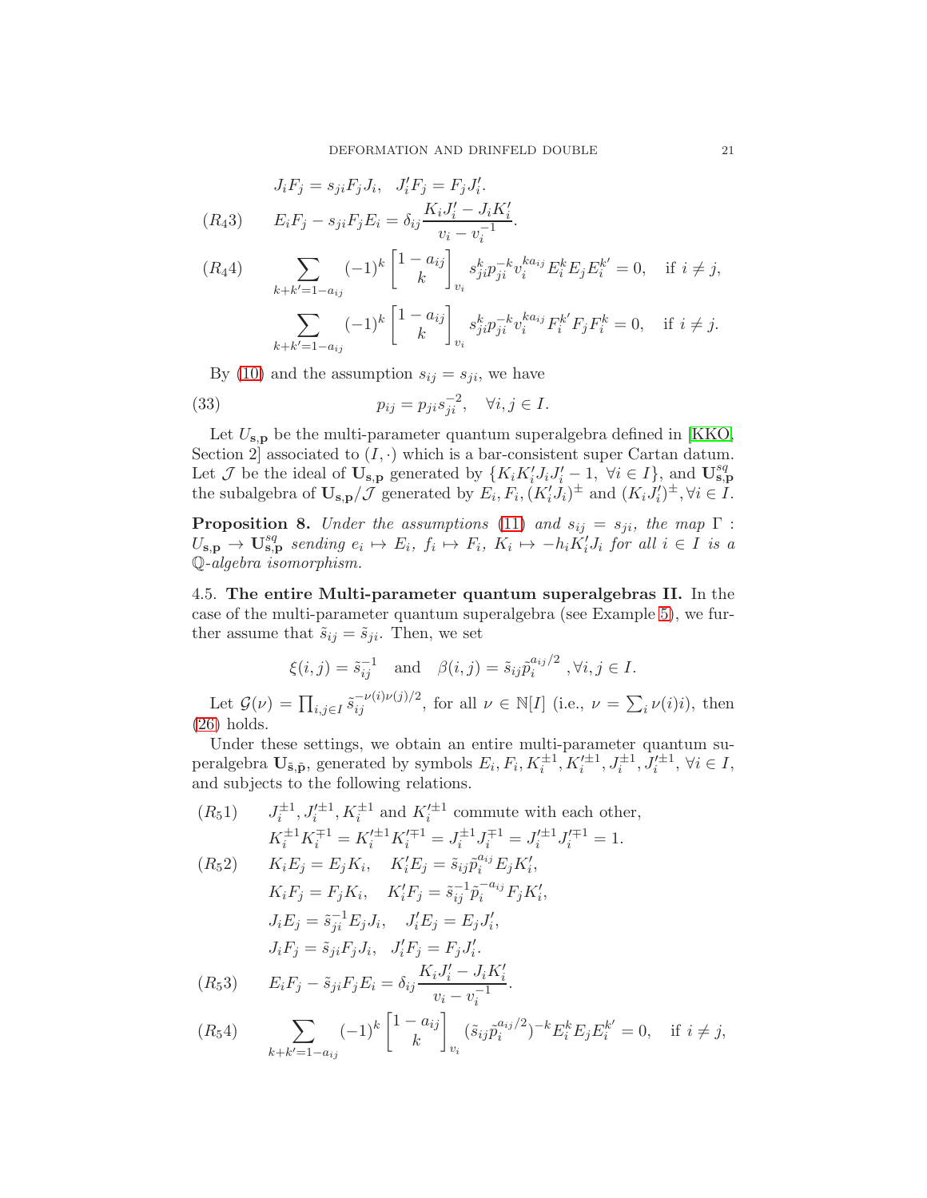$$J_iF_j = s_{ji}F_jJ_i, \quad J'_iF_j = F_jJ'_i.$$

$$(R_43) \qquad E_iF_j - s_{ji}F_jE_i = \delta_{ij}\frac{K_iJ'_i - J_iK'_i}{v_i - v_i^{-1}}.$$

$$(R_44) \qquad \sum_{k+k'=1-a_{ij}} (-1)^k \begin{bmatrix} 1-a_{ij} \\ k \end{bmatrix}_{v_i} s_{ji}^k p_{ji}^{-k} v_i^{ka_{ij}} E_i^k E_j E_i^{k'} = 0, \quad \text{if } i \neq j,$$

$$\sum_{k+k'=1-a_{ij}} (-1)^k \begin{bmatrix} 1-a_{ij} \\ k \end{bmatrix}_{v_i} s_{ji}^k p_{ji}^{-k} v_i^{ka_{ij}} F_i^{k'} F_j F_i^{k} = 0, \quad \text{if } i \neq j.$$

By (10) and the assumption $s_{ij} = s_{ji}$, we have

$$p_{ij} = p_{ji}s_{ji}^{-2}, \quad \forall i, j \in I. \tag{33}$$

Let $U_{\mathbf{s},\mathbf{p}}$ be the multi-parameter quantum superalgebra defined in [KKO, Section 2] associated to $(I, \cdot)$ which is a bar-consistent super Cartan datum. Let $\mathcal{J}$ be the ideal of $\mathbf{U}_{\mathbf{s},\mathbf{p}}$ generated by $\{K_iK'_iJ_iJ'_i - 1, \ \forall i \in I\}$, and $\mathbf{U}^{sq}_{\mathbf{s},\mathbf{p}}$ the subalgebra of $\mathbf{U}_{\mathbf{s},\mathbf{p}}/\mathcal{J}$ generated by $E_i, F_i, (K'_iJ_i)^{\pm}$ and $(K_iJ'_i)^{\pm}, \forall i \in I$.

**Proposition 8.** *Under the assumptions (11) and $s_{ij} = s_{ji}$, the map $\Gamma : U_{\mathbf{s},\mathbf{p}} \to \mathbf{U}^{sq}_{\mathbf{s},\mathbf{p}}$ sending $e_i \mapsto E_i$, $f_i \mapsto F_i$, $K_i \mapsto -h_iK'_iJ_i$ for all $i \in I$ is a $\mathbb{Q}$-algebra isomorphism.*

## 4.5. The entire Multi-parameter quantum superalgebras II.

In the case of the multi-parameter quantum superalgebra (see Example 5), we further assume that $\tilde{s}_{ij} = \tilde{s}_{ji}$. Then, we set

$$\xi(i,j) = \tilde{s}_{ij}^{-1} \quad \text{and} \quad \beta(i,j) = \tilde{s}_{ij}\tilde{p}_i^{a_{ij}/2}, \forall i, j \in I.$$

Let $\mathcal{G}(\nu) = \prod_{i,j\in I} \tilde{s}_{ij}^{-\nu(i)\nu(j)/2}$, for all $\nu \in \mathbb{N}[I]$ (i.e., $\nu = \sum_i \nu(i)i$), then (26) holds.

Under these settings, we obtain an entire multi-parameter quantum superalgebra $\mathbf{U}_{\tilde{\mathbf{s}},\tilde{\mathbf{p}}}$, generated by symbols $E_i, F_i, K_i^{\pm 1}, K_i'^{\pm 1}, J_i^{\pm 1}, J_i'^{\pm 1}$, $\forall i \in I$, and subjects to the following relations.

$(R_51)$ $\quad J_i^{\pm 1}, J_i'^{\pm 1}, K_i^{\pm 1}$ and $K_i'^{\pm 1}$ commute with each other,

$$K_i^{\pm 1}K_i^{\mp 1} = K_i'^{\pm 1}K_i'^{\mp 1} = J_i^{\pm 1}J_i^{\mp 1} = J_i'^{\pm 1}J_i'^{\mp 1} = 1.$$

$$(R_52) \qquad K_iE_j = E_jK_i, \quad K'_iE_j = \tilde{s}_{ij}\tilde{p}_i^{a_{ij}}E_jK'_i,$$

$$K_iF_j = F_jK_i, \quad K'_iF_j = \tilde{s}_{ij}^{-1}\tilde{p}_i^{-a_{ij}}F_jK'_i,$$

$$J_iE_j = \tilde{s}_{ji}^{-1}E_jJ_i, \quad J'_iE_j = E_jJ'_i,$$

$$J_iF_j = \tilde{s}_{ji}F_jJ_i, \quad J'_iF_j = F_jJ'_i.$$

$$(R_53) \qquad E_iF_j - \tilde{s}_{ji}F_jE_i = \delta_{ij}\frac{K_iJ'_i - J_iK'_i}{v_i - v_i^{-1}}.$$

$$(R_54) \qquad \sum_{k+k'=1-a_{ij}} (-1)^k \begin{bmatrix} 1-a_{ij} \\ k \end{bmatrix}_{v_i} (\tilde{s}_{ij}\tilde{p}_i^{a_{ij}/2})^{-k} E_i^k E_j E_i^{k'} = 0, \quad \text{if } i \neq j,$$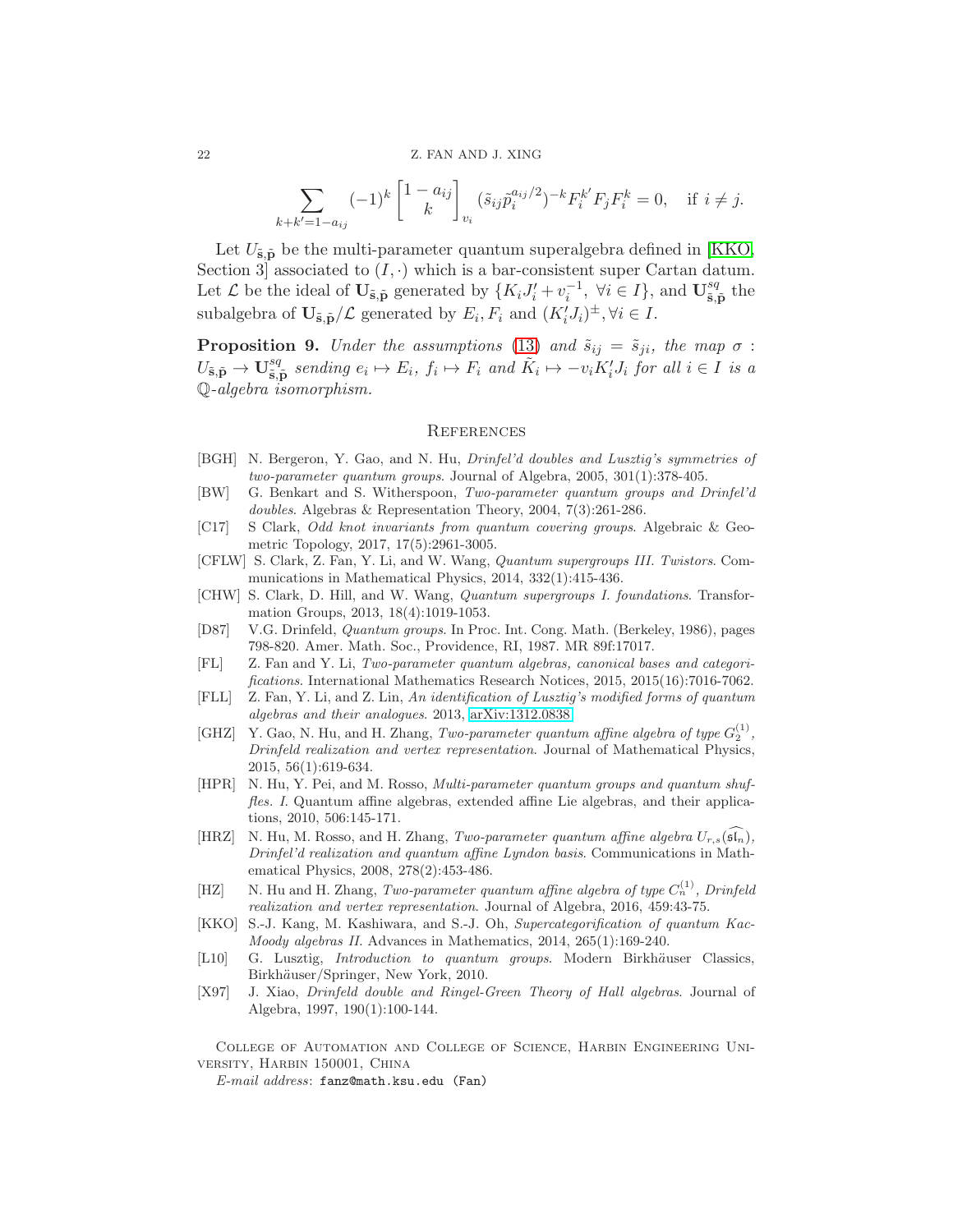$$\sum_{k+k'=1-a_{ij}} (-1)^k \begin{bmatrix} 1-a_{ij} \\ k \end{bmatrix}_{v_i} (\tilde{s}_{ij}\tilde{p}_i^{a_{ij}/2})^{-k} F_i^{k'} F_j F_i^k = 0, \quad \text{if } i \neq j.$$

Let $U_{\tilde{\mathbf{s}},\tilde{\mathbf{p}}}$ be the multi-parameter quantum superalgebra defined in [KKO, Section 3] associated to $(I, \cdot)$ which is a bar-consistent super Cartan datum. Let $\mathcal{L}$ be the ideal of $\mathbf{U}_{\tilde{\mathbf{s}},\tilde{\mathbf{p}}}$ generated by $\{K_i J_i' + v_i^{-1},\ \forall i \in I\}$, and $\mathbf{U}^{sq}_{\tilde{\mathbf{s}},\tilde{\mathbf{p}}}$ the subalgebra of $\mathbf{U}_{\tilde{\mathbf{s}},\tilde{\mathbf{p}}}/\mathcal{L}$ generated by $E_i, F_i$ and $(K_i' J_i)^{\pm}, \forall i \in I$.

**Proposition 9.** *Under the assumptions (13) and $\tilde{s}_{ij} = \tilde{s}_{ji}$, the map $\sigma : U_{\tilde{\mathbf{s}},\tilde{\mathbf{p}}} \to \mathbf{U}^{sq}_{\tilde{\mathbf{s}},\tilde{\mathbf{p}}}$ sending $e_i \mapsto E_i$, $f_i \mapsto F_i$ and $\tilde{K}_i \mapsto -v_i K_i' J_i$ for all $i \in I$ is a $\mathbb{Q}$-algebra isomorphism.*

## References

- [BGH] N. Bergeron, Y. Gao, and N. Hu, *Drinfel'd doubles and Lusztig's symmetries of two-parameter quantum groups*. Journal of Algebra, 2005, 301(1):378-405.
- [BW] G. Benkart and S. Witherspoon, *Two-parameter quantum groups and Drinfel'd doubles*. Algebras & Representation Theory, 2004, 7(3):261-286.
- [C17] S Clark, *Odd knot invariants from quantum covering groups*. Algebraic & Geometric Topology, 2017, 17(5):2961-3005.
- [CFLW] S. Clark, Z. Fan, Y. Li, and W. Wang, *Quantum supergroups III. Twistors*. Communications in Mathematical Physics, 2014, 332(1):415-436.
- [CHW] S. Clark, D. Hill, and W. Wang, *Quantum supergroups I. foundations*. Transformation Groups, 2013, 18(4):1019-1053.
- [D87] V.G. Drinfeld, *Quantum groups*. In Proc. Int. Cong. Math. (Berkeley, 1986), pages 798-820. Amer. Math. Soc., Providence, RI, 1987. MR 89f:17017.
- [FL] Z. Fan and Y. Li, *Two-parameter quantum algebras, canonical bases and categorifications*. International Mathematics Research Notices, 2015, 2015(16):7016-7062.
- [FLL] Z. Fan, Y. Li, and Z. Lin, *An identification of Lusztig's modified forms of quantum algebras and their analogues*. 2013, arXiv:1312.0838.
- [GHZ] Y. Gao, N. Hu, and H. Zhang, *Two-parameter quantum affine algebra of type $G_2^{(1)}$, Drinfeld realization and vertex representation*. Journal of Mathematical Physics, 2015, 56(1):619-634.
- [HPR] N. Hu, Y. Pei, and M. Rosso, *Multi-parameter quantum groups and quantum shuffles. I.* Quantum affine algebras, extended affine Lie algebras, and their applications, 2010, 506:145-171.
- [HRZ] N. Hu, M. Rosso, and H. Zhang, *Two-parameter quantum affine algebra $U_{r,s}(\widehat{\mathfrak{sl}_n})$, Drinfel'd realization and quantum affine Lyndon basis*. Communications in Mathematical Physics, 2008, 278(2):453-486.
- [HZ] N. Hu and H. Zhang, *Two-parameter quantum affine algebra of type $C_n^{(1)}$, Drinfeld realization and vertex representation*. Journal of Algebra, 2016, 459:43-75.
- [KKO] S.-J. Kang, M. Kashiwara, and S.-J. Oh, *Supercategorification of quantum Kac-Moody algebras II*. Advances in Mathematics, 2014, 265(1):169-240.
- [L10] G. Lusztig, *Introduction to quantum groups*. Modern Birkhäuser Classics, Birkhäuser/Springer, New York, 2010.
- [X97] J. Xiao, *Drinfeld double and Ringel-Green Theory of Hall algebras*. Journal of Algebra, 1997, 190(1):100-144.

College of Automation and College of Science, Harbin Engineering University, Harbin 150001, China

*E-mail address*: fanz@math.ksu.edu (Fan)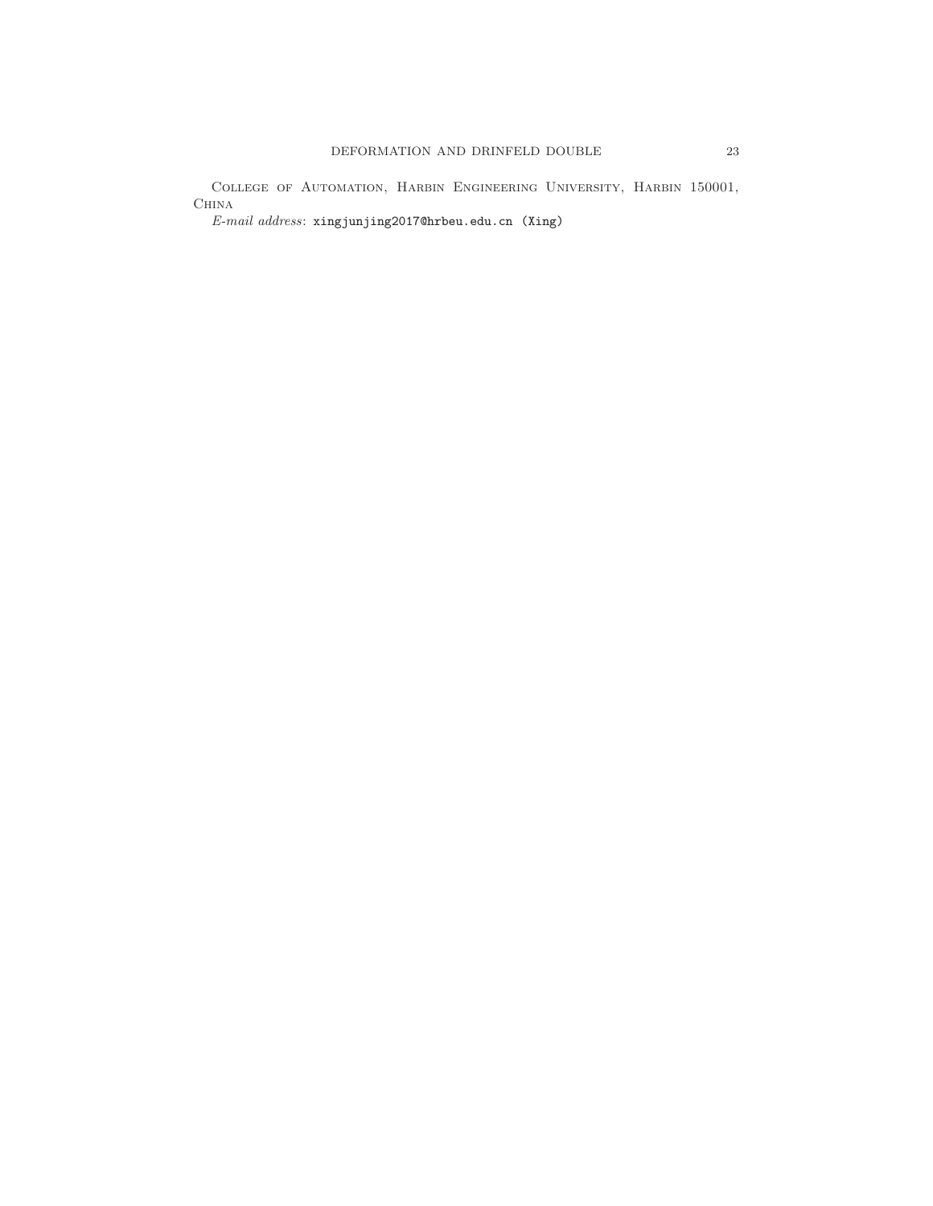College of Automation, Harbin Engineering University, Harbin 150001, China

*E-mail address*: xingjunjing2017@hrbeu.edu.cn (Xing)